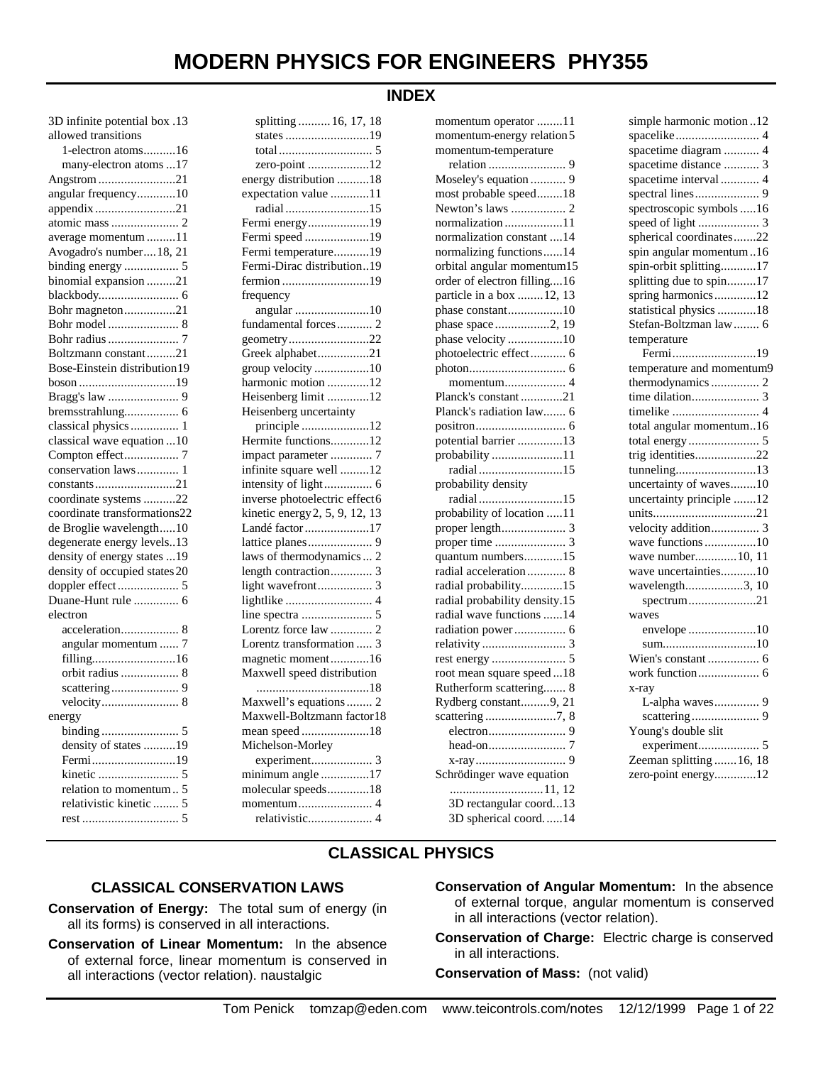# MODERN PHYSICS FOR ENGINEERS PHY355

## INDEX

3D infinite potential box .13
allowed transitions
- 1-electron atoms..........16
- many-electron atoms ...17

Angstrom ........................21
angular frequency............10
appendix .........................21
atomic mass ..................... 2
average momentum .........11
Avogadro's number....18, 21
binding energy ................. 5
binomial expansion .........21
blackbody......................... 6
Bohr magneton................21
Bohr model ...................... 8
Bohr radius ...................... 7
Boltzmann constant.........21
Bose-Einstein distribution19
boson ..............................19
Bragg's law ...................... 9
bremsstrahlung................. 6
classical physics ............... 1
classical wave equation ...10
Compton effect................. 7
conservation laws ............. 1
constants .........................21
coordinate systems ..........22
coordinate transformations22
de Broglie wavelength.....10
degenerate energy levels..13
density of energy states ...19
density of occupied states 20
doppler effect ................... 5
Duane-Hunt rule .............. 6
electron
- acceleration.................. 8
- angular momentum ...... 7
- filling..........................16
- orbit radius .................. 8
- scattering..................... 9
- velocity........................ 8

energy
- binding ........................ 5
- density of states ..........19
- Fermi..........................19
- kinetic ......................... 5
- relation to momentum .. 5
- relativistic kinetic ........ 5
- rest .............................. 5
- splitting .......... 16, 17, 18
- states ..........................19
- total ............................. 5
- zero-point ...................12

energy distribution ..........18
expectation value ............11
- radial ..........................15

Fermi energy...................19
Fermi speed ....................19
Fermi temperature...........19
Fermi-Dirac distribution..19
fermion ...........................19
frequency
- angular .......................10

fundamental forces........... 2
geometry.........................22
Greek alphabet................21
group velocity .................10
harmonic motion .............12
Heisenberg limit .............12
Heisenberg uncertainty
- principle .....................12

Hermite functions............12
impact parameter ............. 7
infinite square well .........12
intensity of light............... 6
inverse photoelectric effect6
kinetic energy 2, 5, 9, 12, 13
Landé factor ....................17
lattice planes.................... 9
laws of thermodynamics ... 2
length contraction............. 3
light wavefront................. 3
lightlike ........................... 4
line spectra ...................... 5
Lorentz force law ............. 2
Lorentz transformation ..... 3
magnetic moment............16
Maxwell speed distribution
- ..................................18

Maxwell's equations ........ 2
Maxwell-Boltzmann factor18
mean speed .....................18
Michelson-Morley
- experiment................... 3

minimum angle ...............17
molecular speeds............18
momentum....................... 4
- relativistic.................... 4

momentum operator ........11
momentum-energy relation5
momentum-temperature
- relation ........................ 9

Moseley's equation ........... 9
most probable speed........18
Newton's laws ................. 2
normalization ..................11
normalization constant ....14
normalizing functions......14
orbital angular momentum15
order of electron filling....16
particle in a box ........12, 13
phase constant.................10
phase space .................2, 19
phase velocity .................10
photoelectric effect........... 6
photon.............................. 6
- momentum................... 4

Planck's constant .............21
Planck's radiation law....... 6
positron............................ 6
potential barrier ..............13
probability ......................11
- radial ..........................15

probability density
- radial ..........................15

probability of location .....11
proper length.................... 3
proper time ...................... 3
quantum numbers............15
radial acceleration ............ 8
radial probability.............15
radial probability density.15
radial wave functions ......14
radiation power ................ 6
relativity .......................... 3
rest energy ....................... 5
root mean square speed ...18
Rutherform scattering....... 8
Rydberg constant.........9, 21
scattering ......................7, 8
- electron........................ 9
- head-on........................ 7
- x-ray............................ 9

Schrödinger wave equation
- ............................11, 12
- 3D rectangular coord...13
- 3D spherical coord.......14

simple harmonic motion ..12
spacelike.......................... 4
spacetime diagram ........... 4
spacetime distance ........... 3
spacetime interval ............ 4
spectral lines.................... 9
spectroscopic symbols .....16
speed of light ................... 3
spherical coordinates.......22
spin angular momentum ..16
spin-orbit splitting...........17
splitting due to spin.........17
spring harmonics.............12
statistical physics ............18
Stefan-Boltzman law........ 6
temperature
- Fermi..........................19

temperature and momentum9
thermodynamics ............... 2
time dilation..................... 3
timelike ........................... 4
total angular momentum..16
total energy ...................... 5
trig identities...................22
tunneling.........................13
uncertainty of waves........10
uncertainty principle .......12
units................................21
velocity addition............... 3
wave functions ................10
wave number.............10, 11
wave uncertainties...........10
wavelength..................3, 10
- spectrum.....................21

waves
- envelope .....................10
- sum.............................10

Wien's constant ................ 6
work function................... 6
x-ray
- L-alpha waves.............. 9
- scattering..................... 9

Young's double slit
- experiment................... 5

Zeeman splitting .......16, 18
zero-point energy.............12

## CLASSICAL PHYSICS

### CLASSICAL CONSERVATION LAWS

**Conservation of Energy:** The total sum of energy (in all its forms) is conserved in all interactions.

**Conservation of Linear Momentum:** In the absence of external force, linear momentum is conserved in all interactions (vector relation). naustalgic

**Conservation of Angular Momentum:** In the absence of external torque, angular momentum is conserved in all interactions (vector relation).

**Conservation of Charge:** Electric charge is conserved in all interactions.

**Conservation of Mass:** (not valid)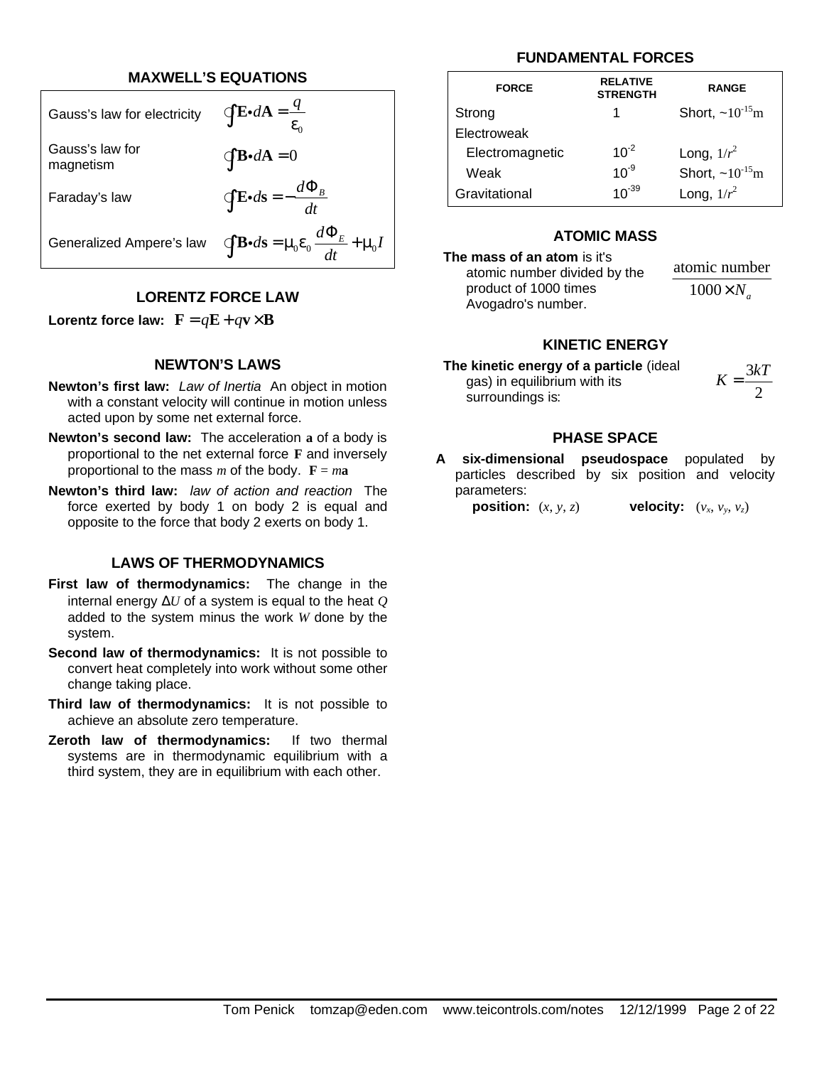## MAXWELL'S EQUATIONS

| | |
|---|---|
| Gauss's law for electricity | $\oint \mathbf{E} \cdot d\mathbf{A} = \dfrac{q}{\varepsilon_0}$ |
| Gauss's law for magnetism | $\oint \mathbf{B} \cdot d\mathbf{A} = 0$ |
| Faraday's law | $\oint \mathbf{E} \cdot d\mathbf{s} = -\dfrac{d\Phi_B}{dt}$ |
| Generalized Ampere's law | $\oint \mathbf{B} \cdot d\mathbf{s} = \mu_0 \varepsilon_0 \dfrac{d\Phi_E}{dt} + \mu_0 I$ |

## LORENTZ FORCE LAW

**Lorentz force law:** $\mathbf{F} = q\mathbf{E} + q\mathbf{v} \times \mathbf{B}$

## NEWTON'S LAWS

**Newton's first law:** *Law of Inertia* An object in motion with a constant velocity will continue in motion unless acted upon by some net external force.

**Newton's second law:** The acceleration $\mathbf{a}$ of a body is proportional to the net external force $\mathbf{F}$ and inversely proportional to the mass $m$ of the body. $\mathbf{F} = m\mathbf{a}$

**Newton's third law:** *law of action and reaction* The force exerted by body 1 on body 2 is equal and opposite to the force that body 2 exerts on body 1.

## LAWS OF THERMODYNAMICS

**First law of thermodynamics:** The change in the internal energy $\Delta U$ of a system is equal to the heat $Q$ added to the system minus the work $W$ done by the system.

**Second law of thermodynamics:** It is not possible to convert heat completely into work without some other change taking place.

**Third law of thermodynamics:** It is not possible to achieve an absolute zero temperature.

**Zeroth law of thermodynamics:** If two thermal systems are in thermodynamic equilibrium with a third system, they are in equilibrium with each other.

## FUNDAMENTAL FORCES

| FORCE | RELATIVE STRENGTH | RANGE |
|---|---|---|
| Strong | 1 | Short, $\sim 10^{-15}$m |
| Electroweak | | |
| Electromagnetic | $10^{-2}$ | Long, $1/r^2$ |
| Weak | $10^{-9}$ | Short, $\sim 10^{-15}$m |
| Gravitational | $10^{-39}$ | Long, $1/r^2$ |

## ATOMIC MASS

**The mass of an atom** is it's atomic number divided by the product of 1000 times Avogadro's number.

$$\frac{\text{atomic number}}{1000 \times N_a}$$

## KINETIC ENERGY

**The kinetic energy of a particle** (ideal gas) in equilibrium with its surroundings is:

$$K = \frac{3kT}{2}$$

## PHASE SPACE

**A six-dimensional pseudospace** populated by particles described by six position and velocity parameters:

**position:** $(x, y, z)$ **velocity:** $(v_x, v_y, v_z)$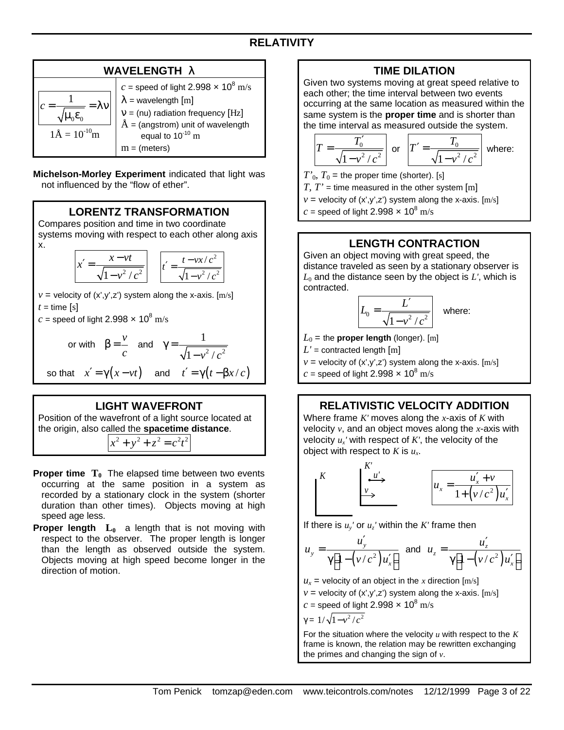# RELATIVITY

## WAVELENGTH λ

$$c = \frac{1}{\sqrt{\mu_0 \varepsilon_0}} = \lambda\nu$$

$$1\text{Å} = 10^{-10}\text{m}$$

$c$ = speed of light 2.998 × $10^8$ m/s

$\lambda$ = wavelength [m]

$\nu$ = (nu) radiation frequency [Hz]

Å = (angstrom) unit of wavelength equal to $10^{-10}$ m

m = (meters)

**Michelson-Morley Experiment** indicated that light was not influenced by the "flow of ether".

## LORENTZ TRANSFORMATION

Compares position and time in two coordinate systems moving with respect to each other along axis x.

$$x' = \frac{x - vt}{\sqrt{1 - v^2/c^2}} \qquad t' = \frac{t - vx/c^2}{\sqrt{1 - v^2/c^2}}$$

$v$ = velocity of (x',y',z') system along the x-axis. [m/s]

$t$ = time [s]

$c$ = speed of light 2.998 × $10^8$ m/s

or with $\beta = \dfrac{v}{c}$ and $\gamma = \dfrac{1}{\sqrt{1 - v^2/c^2}}$

so that $x' = \gamma(x - vt)$ and $t' = \gamma(t - \beta x/c)$

## LIGHT WAVEFRONT

Position of the wavefront of a light source located at the origin, also called the **spacetime distance**.

$$x^2 + y^2 + z^2 = c^2 t^2$$

**Proper time $T_0$** The elapsed time between two events occurring at the same position in a system as recorded by a stationary clock in the system (shorter duration than other times). Objects moving at high speed age less.

**Proper length $L_0$** a length that is not moving with respect to the observer. The proper length is longer than the length as observed outside the system. Objects moving at high speed become longer in the direction of motion.

## TIME DILATION

Given two systems moving at great speed relative to each other; the time interval between two events occurring at the same location as measured within the same system is the **proper time** and is shorter than the time interval as measured outside the system.

$$T = \frac{T_0'}{\sqrt{1 - v^2/c^2}} \quad \text{or} \quad T' = \frac{T_0}{\sqrt{1 - v^2/c^2}} \quad \text{where:}$$

$T'_0$, $T_0$ = the proper time (shorter). [s]

$T$, $T'$ = time measured in the other system [m]

$v$ = velocity of (x',y',z') system along the x-axis. [m/s]

$c$ = speed of light 2.998 × $10^8$ m/s

## LENGTH CONTRACTION

Given an object moving with great speed, the distance traveled as seen by a stationary observer is $L_0$ and the distance seen by the object is $L'$, which is contracted.

$$L_0 = \frac{L'}{\sqrt{1 - v^2/c^2}} \quad \text{where:}$$

$L_0$ = the **proper length** (longer). [m]

$L'$ = contracted length [m]

$v$ = velocity of (x',y',z') system along the x-axis. [m/s]

$c$ = speed of light 2.998 × $10^8$ m/s

## RELATIVISTIC VELOCITY ADDITION

Where frame $K'$ moves along the $x$-axis of $K$ with velocity $v$, and an object moves along the $x$-axis with velocity $u_x'$ with respect of $K'$, the velocity of the object with respect to $K$ is $u_x$.

$$u_x = \frac{u_x' + v}{1 + \left(v/c^2\right) u_x'}$$

If there is $u_y'$ or $u_z'$ within the $K'$ frame then

$$u_y = \frac{u_y'}{\gamma\left[1 - \left(v/c^2\right) u_x'\right]} \quad \text{and} \quad u_z = \frac{u_z'}{\gamma\left[1 - \left(v/c^2\right) u_x'\right]}$$

$u_x$ = velocity of an object in the $x$ direction [m/s]

$v$ = velocity of (x',y',z') system along the x-axis. [m/s]

$c$ = speed of light 2.998 × $10^8$ m/s

$\gamma = 1/\sqrt{1 - v^2/c^2}$

For the situation where the velocity $u$ with respect to the $K$ frame is known, the relation may be rewritten exchanging the primes and changing the sign of $v$.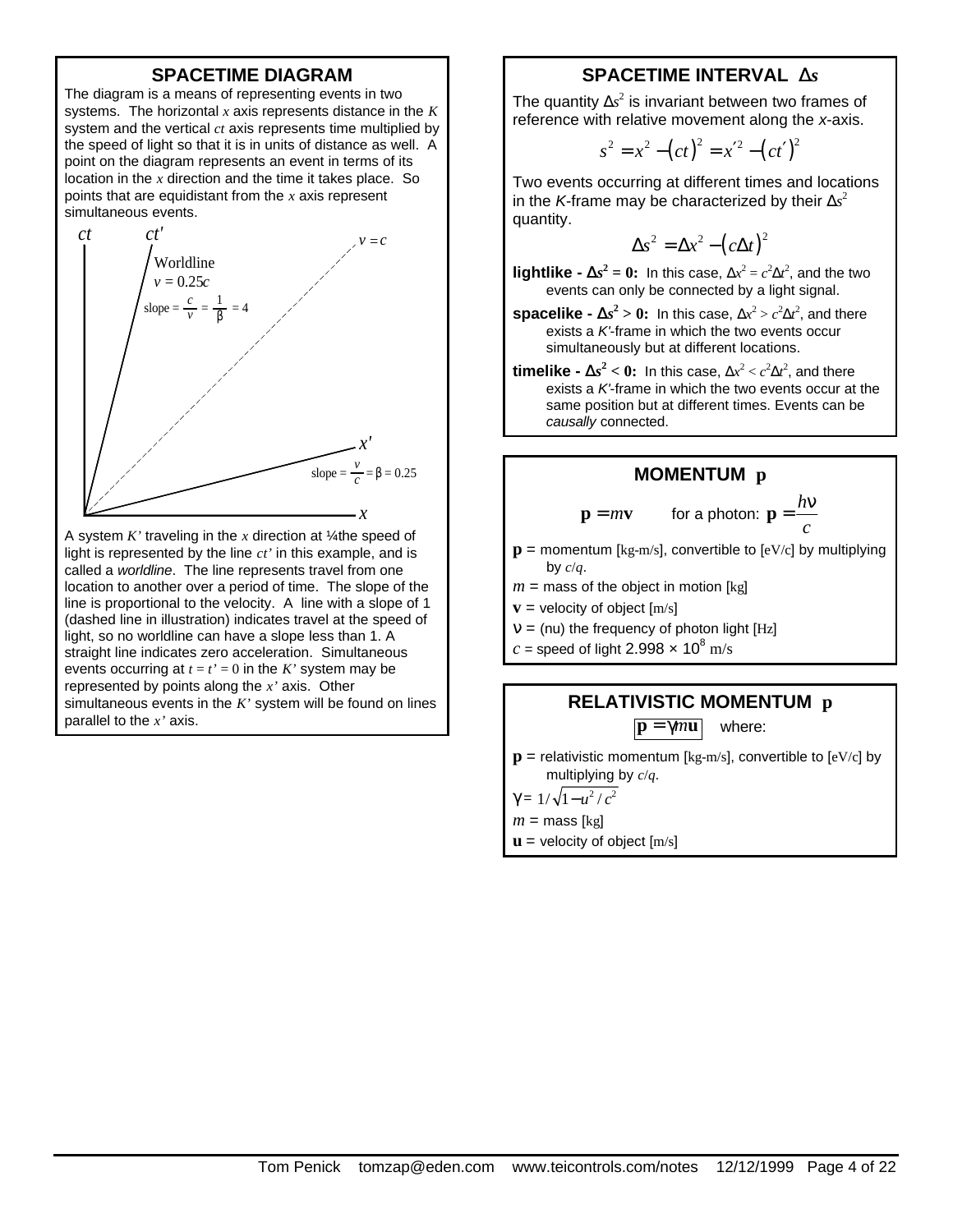## SPACETIME DIAGRAM

The diagram is a means of representing events in two systems. The horizontal $x$ axis represents distance in the $K$ system and the vertical $ct$ axis represents time multiplied by the speed of light so that it is in units of distance as well. A point on the diagram represents an event in terms of its location in the $x$ direction and the time it takes place. So points that are equidistant from the $x$ axis represent simultaneous events.

ct, ct′, Worldline $v = 0.25c$, slope $= \frac{c}{v} = \frac{1}{\beta} = 4$, $v = c$, $x'$, slope $= \frac{v}{c} = \beta = 0.25$, $x$

A system $K'$ traveling in the $x$ direction at ¼the speed of light is represented by the line $ct'$ in this example, and is called a *worldline*. The line represents travel from one location to another over a period of time. The slope of the line is proportional to the velocity. A line with a slope of 1 (dashed line in illustration) indicates travel at the speed of light, so no worldline can have a slope less than 1. A straight line indicates zero acceleration. Simultaneous events occurring at $t = t' = 0$ in the $K'$ system may be represented by points along the $x'$ axis. Other simultaneous events in the $K'$ system will be found on lines parallel to the $x'$ axis.

## SPACETIME INTERVAL $\Delta s$

The quantity $\Delta s^2$ is invariant between two frames of reference with relative movement along the *x*-axis.

$$s^2 = x^2 - (ct)^2 = x'^2 - (ct')^2$$

Two events occurring at different times and locations in the *K*-frame may be characterized by their $\Delta s^2$ quantity.

$$\Delta s^2 = \Delta x^2 - (c\Delta t)^2$$

**lightlike - $\Delta s^2 = 0$:** In this case, $\Delta x^2 = c^2 \Delta t^2$, and the two events can only be connected by a light signal.

**spacelike - $\Delta s^2 > 0$:** In this case, $\Delta x^2 > c^2 \Delta t^2$, and there exists a *K′*-frame in which the two events occur simultaneously but at different locations.

**timelike - $\Delta s^2 < 0$:** In this case, $\Delta x^2 < c^2 \Delta t^2$, and there exists a *K′*-frame in which the two events occur at the same position but at different times. Events can be *causally* connected.

## MOMENTUM $\mathbf{p}$

$$\mathbf{p} = m\mathbf{v} \qquad \text{for a photon: } \mathbf{p} = \frac{h\nu}{c}$$

$\mathbf{p}$ = momentum [kg-m/s], convertible to [eV/c] by multiplying by $c/q$.

$m$ = mass of the object in motion [kg]

$\mathbf{v}$ = velocity of object [m/s]

$\nu$ = (nu) the frequency of photon light [Hz]

$c$ = speed of light $2.998 \times 10^8$ m/s

## RELATIVISTIC MOMENTUM $\mathbf{p}$

$$\boxed{\mathbf{p} = \gamma m \mathbf{u}} \quad \text{where:}$$

$\mathbf{p}$ = relativistic momentum [kg-m/s], convertible to [eV/c] by multiplying by $c/q$.

$\gamma = 1/\sqrt{1 - u^2/c^2}$

$m$ = mass [kg]

$\mathbf{u}$ = velocity of object [m/s]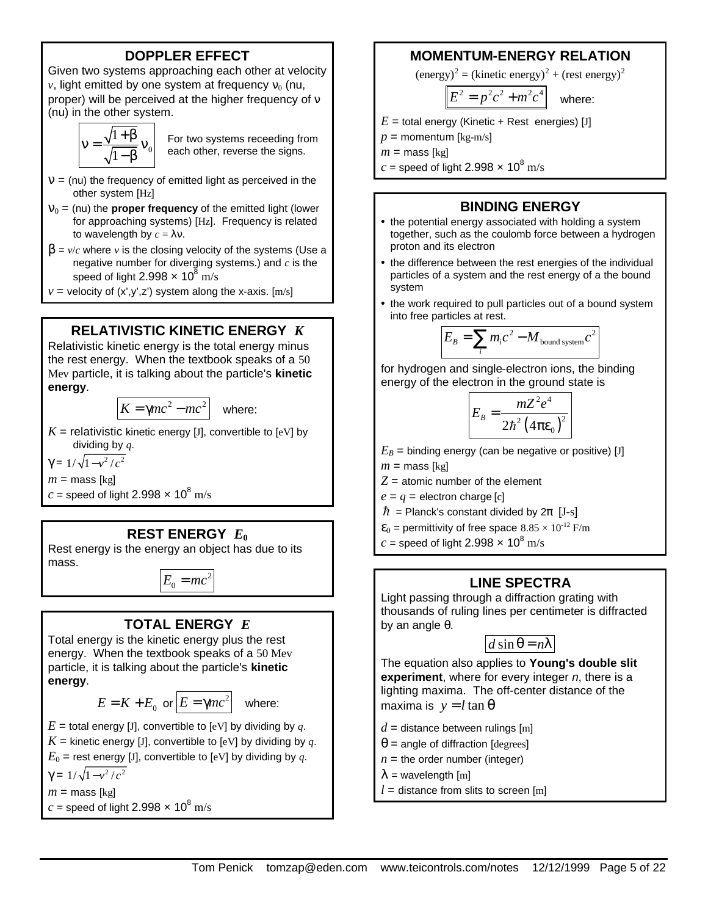## DOPPLER EFFECT

Given two systems approaching each other at velocity $v$, light emitted by one system at frequency $\nu_0$ (nu, proper) will be perceived at the higher frequency of $\nu$ (nu) in the other system.

$$\nu = \frac{\sqrt{1+\beta}}{\sqrt{1-\beta}}\nu_0$$

For two systems receeding from each other, reverse the signs.

$\nu$ = (nu) the frequency of emitted light as perceived in the other system [Hz]

$\nu_0$ = (nu) the **proper frequency** of the emitted light (lower for approaching systems) [Hz]. Frequency is related to wavelength by $c = \lambda\nu$.

$\beta$ = $v/c$ where $v$ is the closing velocity of the systems (Use a negative number for diverging systems.) and $c$ is the speed of light $2.998 \times 10^8$ m/s

$v$ = velocity of (x',y',z') system along the x-axis. [m/s]

## RELATIVISTIC KINETIC ENERGY $K$

Relativistic kinetic energy is the total energy minus the rest energy. When the textbook speaks of a 50 Mev particle, it is talking about the particle's **kinetic energy**.

$$K = \gamma mc^2 - mc^2$$ where:

$K$ = relativistic kinetic energy [J], convertible to [eV] by dividing by $q$.

$\gamma = 1/\sqrt{1-v^2/c^2}$

$m$ = mass [kg]

$c$ = speed of light $2.998 \times 10^8$ m/s

## REST ENERGY $E_0$

Rest energy is the energy an object has due to its mass.

$$E_0 = mc^2$$

## TOTAL ENERGY $E$

Total energy is the kinetic energy plus the rest energy. When the textbook speaks of a 50 Mev particle, it is talking about the particle's **kinetic energy**.

$$E = K + E_0 \quad \text{or} \quad E = \gamma mc^2$$ where:

$E$ = total energy [J], convertible to [eV] by dividing by $q$.

$K$ = kinetic energy [J], convertible to [eV] by dividing by $q$.

$E_0$ = rest energy [J], convertible to [eV] by dividing by $q$.

$\gamma = 1/\sqrt{1-v^2/c^2}$

$m$ = mass [kg]

$c$ = speed of light $2.998 \times 10^8$ m/s

## MOMENTUM-ENERGY RELATION

$(\text{energy})^2 = (\text{kinetic energy})^2 + (\text{rest energy})^2$

$$E^2 = p^2c^2 + m^2c^4$$ where:

$E$ = total energy (Kinetic + Rest energies) [J]

$p$ = momentum [kg-m/s]

$m$ = mass [kg]

$c$ = speed of light $2.998 \times 10^8$ m/s

## BINDING ENERGY

- the potential energy associated with holding a system together, such as the coulomb force between a hydrogen proton and its electron
- the difference between the rest energies of the individual particles of a system and the rest energy of a the bound system
- the work required to pull particles out of a bound system into free particles at rest.

$$E_B = \sum_i m_i c^2 - M_{\text{bound system}} c^2$$

for hydrogen and single-electron ions, the binding energy of the electron in the ground state is

$$E_B = \frac{mZ^2e^4}{2\hbar^2\left(4\pi\varepsilon_0\right)^2}$$

$E_B$ = binding energy (can be negative or positive) [J]

$m$ = mass [kg]

$Z$ = atomic number of the element

$e = q$ = electron charge [c]

$\hbar$ = Planck's constant divided by $2\pi$ [J-s]

$\varepsilon_0$ = permittivity of free space $8.85 \times 10^{-12}$ F/m

$c$ = speed of light $2.998 \times 10^8$ m/s

## LINE SPECTRA

Light passing through a diffraction grating with thousands of ruling lines per centimeter is diffracted by an angle $\theta$.

$$d \sin\theta = n\lambda$$

The equation also applies to **Young's double slit experiment**, where for every integer $n$, there is a lighting maxima. The off-center distance of the maxima is $y = l \tan\theta$

$d$ = distance between rulings [m]

$\theta$ = angle of diffraction [degrees]

$n$ = the order number (integer)

$\lambda$ = wavelength [m]

$l$ = distance from slits to screen [m]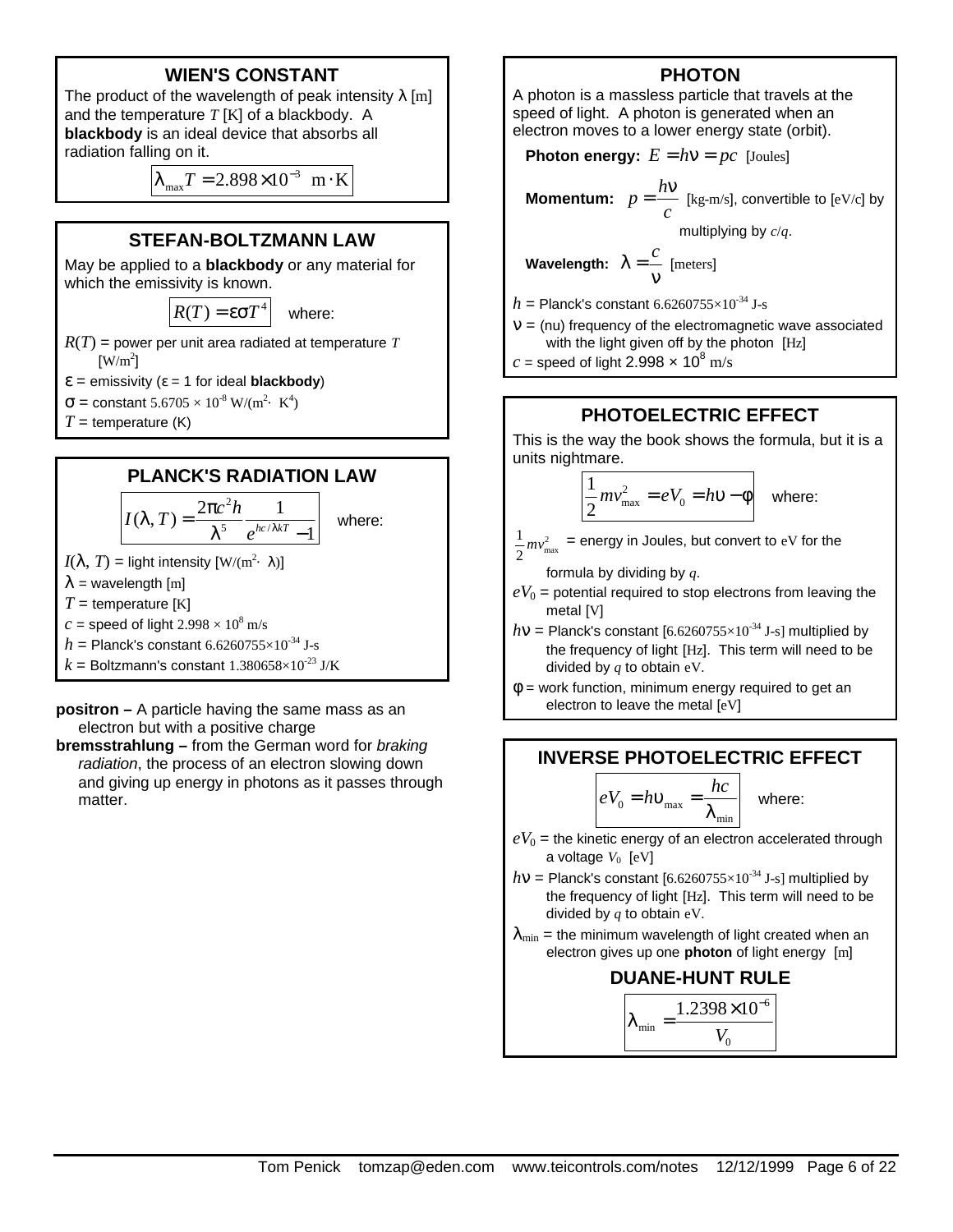## WIEN'S CONSTANT

The product of the wavelength of peak intensity λ [m] and the temperature $T$ [K] of a blackbody. A **blackbody** is an ideal device that absorbs all radiation falling on it.

$$\lambda_{max} T = 2.898 \times 10^{-3} \text{ m} \cdot \text{K}$$

## STEFAN-BOLTZMANN LAW

May be applied to a **blackbody** or any material for which the emissivity is known.

$$R(T) = \varepsilon \sigma T^4$$

where:

$R(T)$ = power per unit area radiated at temperature $T$ [W/m²]

$\varepsilon$ = emissivity ($\varepsilon$ = 1 for ideal **blackbody**)

$\sigma$ = constant $5.6705 \times 10^{-8}$ W/(m²· K⁴)

$T$ = temperature (K)

## PLANCK'S RADIATION LAW

$$I(\lambda, T) = \frac{2\pi c^2 h}{\lambda^5} \frac{1}{e^{hc/\lambda kT} - 1}$$

where:

$I(\lambda, T)$ = light intensity [W/(m²· λ)]

$\lambda$ = wavelength [m]

$T$ = temperature [K]

$c$ = speed of light $2.998 \times 10^8$ m/s

$h$ = Planck's constant $6.6260755 \times 10^{-34}$ J-s

$k$ = Boltzmann's constant $1.380658 \times 10^{-23}$ J/K

**positron –** A particle having the same mass as an electron but with a positive charge

**bremsstrahlung –** from the German word for *braking radiation*, the process of an electron slowing down and giving up energy in photons as it passes through matter.

## PHOTON

A photon is a massless particle that travels at the speed of light. A photon is generated when an electron moves to a lower energy state (orbit).

**Photon energy:** $E = h\nu = pc$ [Joules]

**Momentum:** $p = \dfrac{h\nu}{c}$ [kg-m/s], convertible to [eV/c] by multiplying by $c/q$.

**Wavelength:** $\lambda = \dfrac{c}{\nu}$ [meters]

$h$ = Planck's constant $6.6260755 \times 10^{-34}$ J-s

$\nu$ = (nu) frequency of the electromagnetic wave associated with the light given off by the photon [Hz]

$c$ = speed of light $2.998 \times 10^8$ m/s

## PHOTOELECTRIC EFFECT

This is the way the book shows the formula, but it is a units nightmare.

$$\frac{1}{2} m v_{max}^2 = eV_0 = h\upsilon - \phi$$

where:

$\frac{1}{2} m v_{max}^2$ = energy in Joules, but convert to eV for the formula by dividing by $q$.

$eV_0$ = potential required to stop electrons from leaving the metal [V]

$h\nu$ = Planck's constant [$6.6260755 \times 10^{-34}$ J-s] multiplied by the frequency of light [Hz]. This term will need to be divided by $q$ to obtain eV.

$\phi$ = work function, minimum energy required to get an electron to leave the metal [eV]

## INVERSE PHOTOELECTRIC EFFECT

$$eV_0 = h\upsilon_{max} = \frac{hc}{\lambda_{min}}$$

where:

$eV_0$ = the kinetic energy of an electron accelerated through a voltage $V_0$ [eV]

$h\nu$ = Planck's constant [$6.6260755 \times 10^{-34}$ J-s] multiplied by the frequency of light [Hz]. This term will need to be divided by $q$ to obtain eV.

$\lambda_{min}$ = the minimum wavelength of light created when an electron gives up one **photon** of light energy [m]

### DUANE-HUNT RULE

$$\lambda_{min} = \frac{1.2398 \times 10^{-6}}{V_0}$$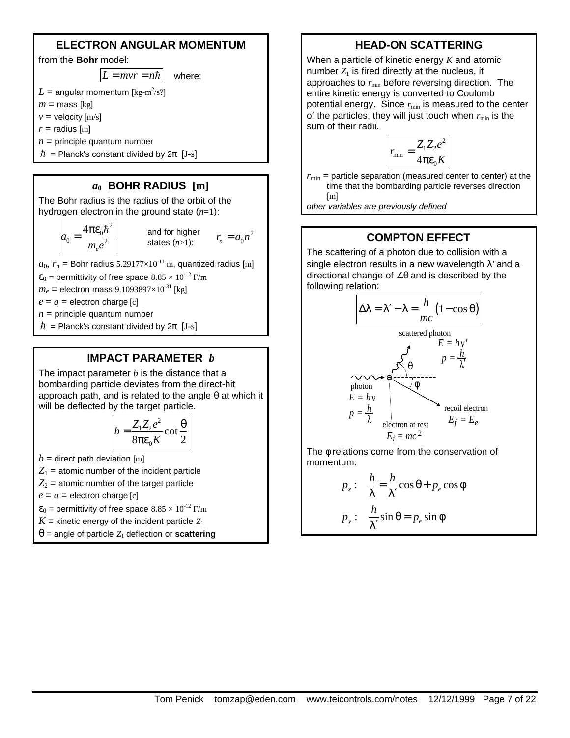## ELECTRON ANGULAR MOMENTUM

from the **Bohr** model:

$$L = mvr = n\hbar$$ where:

$L$ = angular momentum [kg-m²/s?]
$m$ = mass [kg]
$v$ = velocity [m/s]
$r$ = radius [m]
$n$ = principle quantum number
$\hbar$ = Planck's constant divided by $2\pi$ [J-s]

## $a_0$ BOHR RADIUS [m]

The Bohr radius is the radius of the orbit of the hydrogen electron in the ground state ($n$=1):

$$a_0 = \frac{4\pi\varepsilon_0\hbar^2}{m_e e^2}$$

and for higher states ($n$>1): $r_n = a_0 n^2$

$a_0$, $r_n$ = Bohr radius $5.29177\times10^{-11}$ m, quantized radius [m]
$\varepsilon_0$ = permittivity of free space $8.85 \times 10^{-12}$ F/m
$m_e$ = electron mass $9.1093897\times10^{-31}$ [kg]
$e = q$ = electron charge [c]
$n$ = principle quantum number
$\hbar$ = Planck's constant divided by $2\pi$ [J-s]

## IMPACT PARAMETER $b$

The impact parameter $b$ is the distance that a bombarding particle deviates from the direct-hit approach path, and is related to the angle θ at which it will be deflected by the target particle.

$$b = \frac{Z_1 Z_2 e^2}{8\pi\varepsilon_0 K}\cot\frac{\theta}{2}$$

$b$ = direct path deviation [m]
$Z_1$ = atomic number of the incident particle
$Z_2$ = atomic number of the target particle
$e = q$ = electron charge [c]
$\varepsilon_0$ = permittivity of free space $8.85 \times 10^{-12}$ F/m
$K$ = kinetic energy of the incident particle $Z_1$
$\theta$ = angle of particle $Z_1$ deflection or **scattering**

## HEAD-ON SCATTERING

When a particle of kinetic energy $K$ and atomic number $Z_1$ is fired directly at the nucleus, it approaches to $r_{min}$ before reversing direction. The entire kinetic energy is converted to Coulomb potential energy. Since $r_{min}$ is measured to the center of the particles, they will just touch when $r_{min}$ is the sum of their radii.

$$r_{min} = \frac{Z_1 Z_2 e^2}{4\pi\varepsilon_0 K}$$

$r_{min}$ = particle separation (measured center to center) at the time that the bombarding particle reverses direction [m]

*other variables are previously defined*

## COMPTON EFFECT

The scattering of a photon due to collision with a single electron results in a new wavelength λ′ and a directional change of ∠θ and is described by the following relation:

$$\Delta\lambda = \lambda' - \lambda = \frac{h}{mc}(1 - \cos\theta)$$

scattered photon: $E = h\nu'$, $p = \frac{h}{\lambda'}$
photon: $E = h\nu$, $p = \frac{h}{\lambda}$
electron at rest: $E_i = mc^2$
recoil electron: $E_f = E_e$

The φ relations come from the conservation of momentum:

$$p_x: \quad \frac{h}{\lambda} = \frac{h}{\lambda'}\cos\theta + p_e\cos\phi$$

$$p_y: \quad \frac{h}{\lambda'}\sin\theta = p_e\sin\phi$$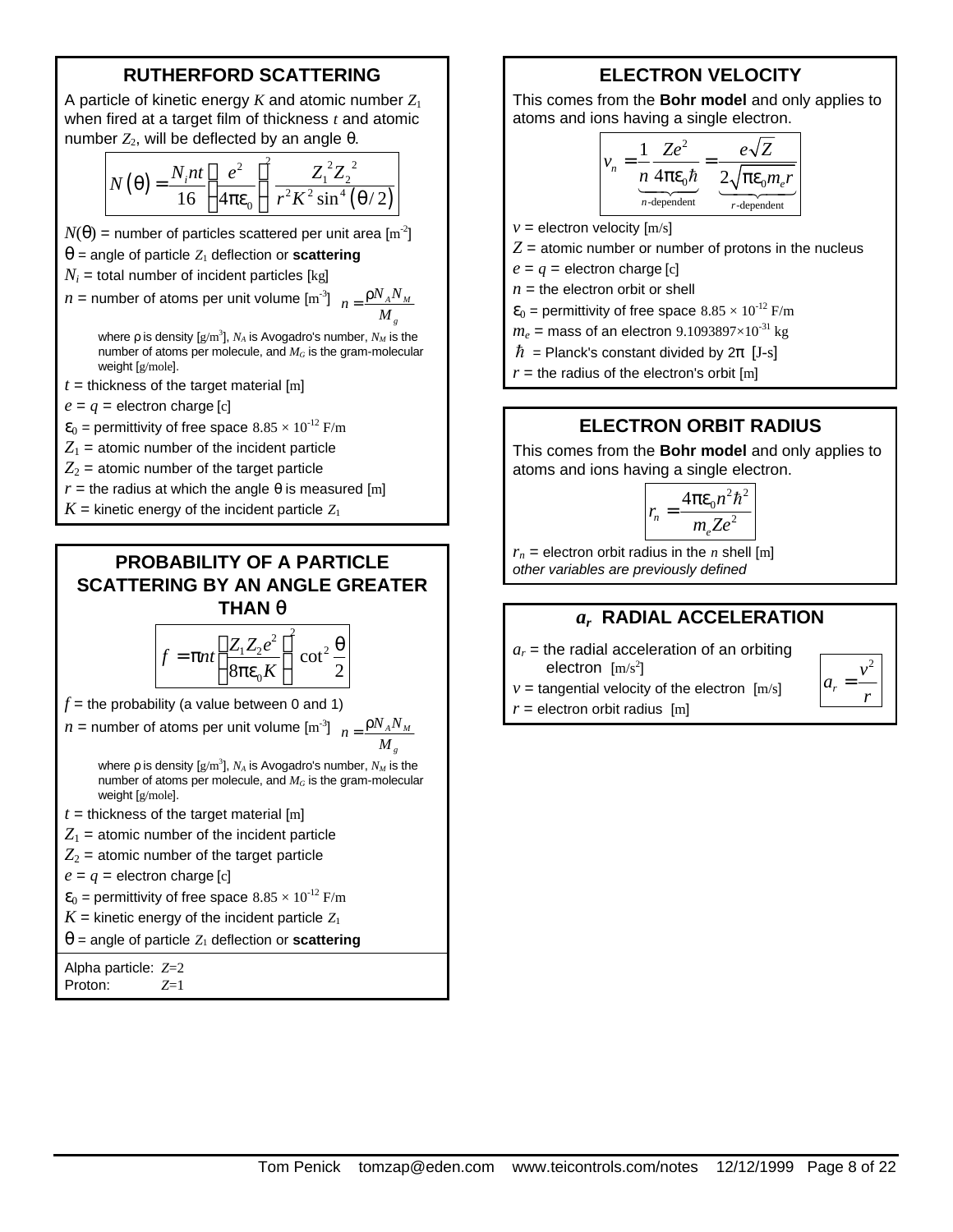## RUTHERFORD SCATTERING

A particle of kinetic energy $K$ and atomic number $Z_1$ when fired at a target film of thickness $t$ and atomic number $Z_2$, will be deflected by an angle θ.

$$N(\theta) = \frac{N_i n t}{16}\left(\frac{e^2}{4\pi\varepsilon_0}\right)^2 \frac{Z_1{}^2 Z_2{}^2}{r^2 K^2 \sin^4(\theta/2)}$$

$N(\theta)$ = number of particles scattered per unit area [m$^{-2}$]

$\theta$ = angle of particle $Z_1$ deflection or **scattering**

$N_i$ = total number of incident particles [kg]

$n$ = number of atoms per unit volume [m$^{-3}$] $\quad n = \frac{\rho N_A N_M}{M_g}$

where ρ is density [g/m$^3$], $N_A$ is Avogadro's number, $N_M$ is the number of atoms per molecule, and $M_G$ is the gram-molecular weight [g/mole].

$t$ = thickness of the target material [m]

$e = q$ = electron charge [c]

$\varepsilon_0$ = permittivity of free space $8.85 \times 10^{-12}$ F/m

$Z_1$ = atomic number of the incident particle

$Z_2$ = atomic number of the target particle

$r$ = the radius at which the angle θ is measured [m]

$K$ = kinetic energy of the incident particle $Z_1$

## PROBABILITY OF A PARTICLE SCATTERING BY AN ANGLE GREATER THAN θ

$$f = \pi n t \left(\frac{Z_1 Z_2 e^2}{8\pi\varepsilon_0 K}\right)^2 \cot^2 \frac{\theta}{2}$$

$f$ = the probability (a value between 0 and 1)

$n$ = number of atoms per unit volume [m$^{-3}$] $\quad n = \frac{\rho N_A N_M}{M_g}$

where ρ is density [g/m$^3$], $N_A$ is Avogadro's number, $N_M$ is the number of atoms per molecule, and $M_G$ is the gram-molecular weight [g/mole].

$t$ = thickness of the target material [m]

$Z_1$ = atomic number of the incident particle

$Z_2$ = atomic number of the target particle

$e = q$ = electron charge [c]

$\varepsilon_0$ = permittivity of free space $8.85 \times 10^{-12}$ F/m

$K$ = kinetic energy of the incident particle $Z_1$

$\theta$ = angle of particle $Z_1$ deflection or **scattering**

Alpha particle: $Z$=2
Proton: $Z$=1

## ELECTRON VELOCITY

This comes from the **Bohr model** and only applies to atoms and ions having a single electron.

$$v_n = \underbrace{\frac{1}{n}\frac{Ze^2}{4\pi\varepsilon_0\hbar}}_{n\text{-dependent}} = \underbrace{\frac{e\sqrt{Z}}{2\sqrt{\pi\varepsilon_0 m_e r}}}_{r\text{-dependent}}$$

$v$ = electron velocity [m/s]

$Z$ = atomic number or number of protons in the nucleus

$e = q$ = electron charge [c]

$n$ = the electron orbit or shell

$\varepsilon_0$ = permittivity of free space $8.85 \times 10^{-12}$ F/m

$m_e$ = mass of an electron $9.1093897\times10^{-31}$ kg

$\hbar$ = Planck's constant divided by 2π [J-s]

$r$ = the radius of the electron's orbit [m]

## ELECTRON ORBIT RADIUS

This comes from the **Bohr model** and only applies to atoms and ions having a single electron.

$$r_n = \frac{4\pi\varepsilon_0 n^2 \hbar^2}{m_e Z e^2}$$

$r_n$ = electron orbit radius in the $n$ shell [m]
*other variables are previously defined*

## $a_r$ RADIAL ACCELERATION

$$a_r = \frac{v^2}{r}$$

$a_r$ = the radial acceleration of an orbiting electron [m/s$^2$]

$v$ = tangential velocity of the electron [m/s]

$r$ = electron orbit radius [m]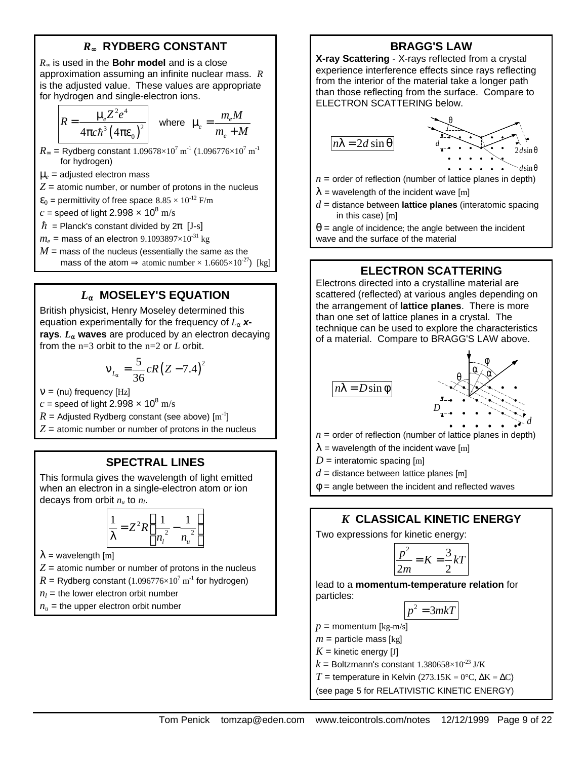## $R_\infty$ RYDBERG CONSTANT

$R_\infty$ is used in the **Bohr model** and is a close approximation assuming an infinite nuclear mass. $R$ is the adjusted value. These values are appropriate for hydrogen and single-electron ions.

$$R = \frac{\mu_e Z^2 e^4}{4\pi c \hbar^3 \left(4\pi\varepsilon_0\right)^2} \quad \text{where} \quad \mu_e = \frac{m_e M}{m_e + M}$$

$R_\infty$ = Rydberg constant $1.09678\times10^7$ m$^{-1}$ ($1.096776\times10^7$ m$^{-1}$ for hydrogen)

$\mu_e$ = adjusted electron mass

$Z$ = atomic number, or number of protons in the nucleus

$\varepsilon_0$ = permittivity of free space $8.85\times10^{-12}$ F/m

$c$ = speed of light $2.998\times10^8$ m/s

$\hbar$ = Planck's constant divided by $2\pi$ [J-s]

$m_e$ = mass of an electron $9.1093897\times10^{-31}$ kg

$M$ = mass of the nucleus (essentially the same as the mass of the atom ⇒ atomic number × $1.6605\times10^{-27}$) [kg]

## $L_\alpha$ MOSELEY'S EQUATION

British physicist, Henry Moseley determined this equation experimentally for the frequency of $L_\alpha$ ***x-rays***. **$L_\alpha$ waves** are produced by an electron decaying from the n=3 orbit to the n=2 or $L$ orbit.

$$\nu_{L_\alpha} = \frac{5}{36} cR\left(Z - 7.4\right)^2$$

$\nu$ = (nu) frequency [Hz]

$c$ = speed of light $2.998\times10^8$ m/s

$R$ = Adjusted Rydberg constant (see above) [m$^{-1}$]

$Z$ = atomic number or number of protons in the nucleus

## SPECTRAL LINES

This formula gives the wavelength of light emitted when an electron in a single-electron atom or ion decays from orbit $n_u$ to $n_l$.

$$\frac{1}{\lambda} = Z^2 R\left(\frac{1}{{n_l}^2} - \frac{1}{{n_u}^2}\right)$$

$\lambda$ = wavelength [m]

$Z$ = atomic number or number of protons in the nucleus

$R$ = Rydberg constant ($1.096776\times10^7$ m$^{-1}$ for hydrogen)

$n_l$ = the lower electron orbit number

$n_u$ = the upper electron orbit number

## BRAGG'S LAW

**X-ray Scattering** - X-rays reflected from a crystal experience interference effects since rays reflecting from the interior of the material take a longer path than those reflecting from the surface. Compare to ELECTRON SCATTERING below.

$$n\lambda = 2d\sin\theta$$

$n$ = order of reflection (number of lattice planes in depth)

$\lambda$ = wavelength of the incident wave [m]

$d$ = distance between **lattice planes** (interatomic spacing in this case) [m]

$\theta$ = angle of incidence; the angle between the incident wave and the surface of the material

## ELECTRON SCATTERING

Electrons directed into a crystalline material are scattered (reflected) at various angles depending on the arrangement of **lattice planes**. There is more than one set of lattice planes in a crystal. The technique can be used to explore the characteristics of a material. Compare to BRAGG'S LAW above.

$$n\lambda = D\sin\phi$$

$n$ = order of reflection (number of lattice planes in depth)

$\lambda$ = wavelength of the incident wave [m]

$D$ = interatomic spacing [m]

$d$ = distance between lattice planes [m]

$\phi$ = angle between the incident and reflected waves

## $K$ CLASSICAL KINETIC ENERGY

Two expressions for kinetic energy:

$$\frac{p^2}{2m} = K = \frac{3}{2}kT$$

lead to a **momentum-temperature relation** for particles:

$$p^2 = 3mkT$$

$p$ = momentum [kg-m/s]

$m$ = particle mass [kg]

$K$ = kinetic energy [J]

$k$ = Boltzmann's constant $1.380658\times10^{-23}$ J/K

$T$ = temperature in Kelvin (273.15K = 0°C, ΔK = ΔC)

(see page 5 for RELATIVISTIC KINETIC ENERGY)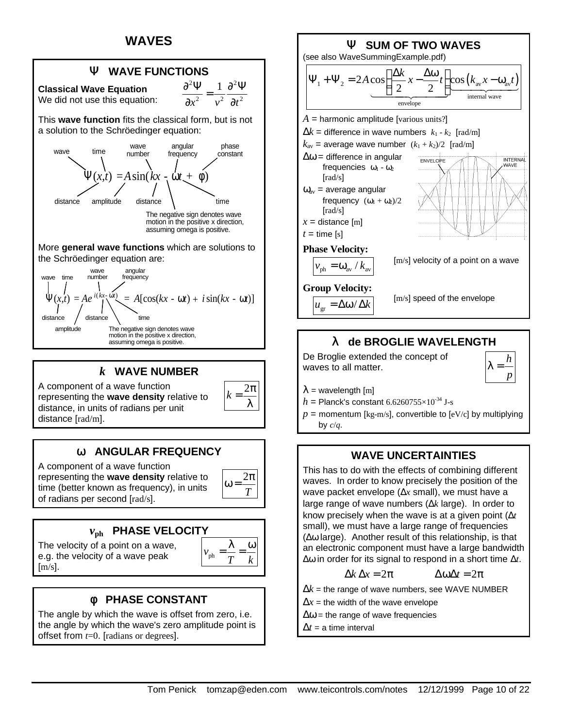# WAVES

## Ψ WAVE FUNCTIONS

**Classical Wave Equation**
We did not use this equation:

$$\frac{\partial^2 \Psi}{\partial x^2} = \frac{1}{v^2}\frac{\partial^2 \Psi}{\partial t^2}$$

This **wave function** fits the classical form, but is not a solution to the Schröedinger equation:

$$\Psi(x,t) = A\sin(kx - \omega t + \phi)$$

wave: $\Psi$; time: $t$; wave number: $k$; angular frequency: $\omega$; phase constant: $\phi$; distance: $x$; amplitude: $A$; distance: $x$; time: $t$

The negative sign denotes wave motion in the positive x direction, assuming omega is positive.

More **general wave functions** which are solutions to the Schröedinger equation are:

$$\Psi(x,t) = Ae^{i(kx-\omega t)} = A[\cos(kx - \omega t) + i\sin(kx - \omega t)]$$

wave: $\Psi$; time: $t$; wave number: $k$; angular frequency: $\omega$; distance: $x$; amplitude: $A$; distance: $x$; time: $t$

The negative sign denotes wave motion in the positive x direction, assuming omega is positive.

## *k* WAVE NUMBER

A component of a wave function representing the **wave density** relative to distance, in units of radians per unit distance [rad/m].

$$k = \frac{2\pi}{\lambda}$$

## ω ANGULAR FREQUENCY

A component of a wave function representing the **wave density** relative to time (better known as frequency), in units of radians per second [rad/s].

$$\omega = \frac{2\pi}{T}$$

## $v_{ph}$ PHASE VELOCITY

The velocity of a point on a wave, e.g. the velocity of a wave peak [m/s].

$$v_{ph} = \frac{\lambda}{T} = \frac{\omega}{k}$$

## φ PHASE CONSTANT

The angle by which the wave is offset from zero, i.e. the angle by which the wave's zero amplitude point is offset from $t$=0. [radians or degrees].

## Ψ SUM OF TWO WAVES

(see also WaveSummingExample.pdf)

$$\Psi_1 + \Psi_2 = \underbrace{2A\cos\left(\frac{\Delta k}{2}x - \frac{\Delta\omega}{2}t\right)}_{\text{envelope}}\underbrace{\cos\left(k_{av}x - \omega_{av}t\right)}_{\text{internal wave}}$$

$A$ = harmonic amplitude [various units?]

$\Delta k$ = difference in wave numbers $k_1 - k_2$ [rad/m]

$k_{av}$ = average wave number $(k_1 + k_2)/2$ [rad/m]

$\Delta\omega$ = difference in angular frequencies $\omega_1 - \omega_2$ [rad/s]

$\omega_{av}$ = average angular frequency $(\omega_1 + \omega_2)/2$ [rad/s]

$x$ = distance [m]

$t$ = time [s]

ENVELOPE    INTERNAL WAVE

**Phase Velocity:**

$$v_{ph} = \omega_{av} / k_{av}$$

[m/s] velocity of a point on a wave

**Group Velocity:**

$$u_{gr} = \Delta\omega / \Delta k$$

[m/s] speed of the envelope

## λ de BROGLIE WAVELENGTH

De Broglie extended the concept of waves to all matter.

$$\lambda = \frac{h}{p}$$

$\lambda$ = wavelength [m]

$h$ = Planck's constant $6.6260755\times10^{-34}$ J-s

$p$ = momentum [kg-m/s], convertible to [eV/c] by multiplying by $c/q$.

## WAVE UNCERTAINTIES

This has to do with the effects of combining different waves. In order to know precisely the position of the wave packet envelope ($\Delta x$ small), we must have a large range of wave numbers ($\Delta k$ large). In order to know precisely when the wave is at a given point ($\Delta t$ small), we must have a large range of frequencies ($\Delta\omega$ large). Another result of this relationship, is that an electronic component must have a large bandwidth $\Delta\omega$ in order for its signal to respond in a short time $\Delta t$.

$$\Delta k\,\Delta x = 2\pi \qquad \Delta\omega\Delta t = 2\pi$$

$\Delta k$ = the range of wave numbers, see WAVE NUMBER

$\Delta x$ = the width of the wave envelope

$\Delta\omega$ = the range of wave frequencies

$\Delta t$ = a time interval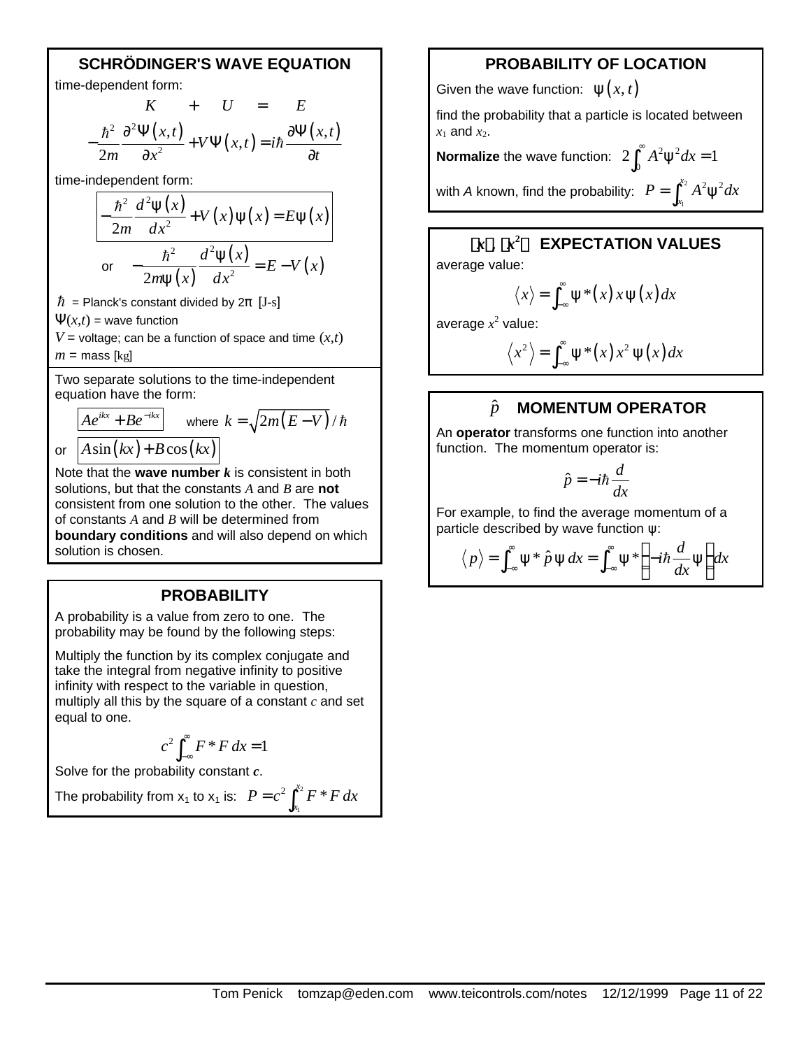## SCHRÖDINGER'S WAVE EQUATION

time-dependent form:

$$K \quad + \quad U \quad = \quad E$$

$$-\frac{\hbar^2}{2m}\frac{\partial^2\Psi(x,t)}{\partial x^2} + V\Psi(x,t) = i\hbar\frac{\partial\Psi(x,t)}{\partial t}$$

time-independent form:

$$-\frac{\hbar^2}{2m}\frac{d^2\psi(x)}{dx^2} + V(x)\psi(x) = E\psi(x)$$

or $$-\frac{\hbar^2}{2m\psi(x)}\frac{d^2\psi(x)}{dx^2} = E - V(x)$$

$\hbar$ = Planck's constant divided by $2\pi$ [J-s]

$\Psi(x,t)$ = wave function

$V$ = voltage; can be a function of space and time $(x,t)$

$m$ = mass [kg]

Two separate solutions to the time-independent equation have the form:

$$Ae^{ikx} + Be^{-ikx} \quad \text{where } k = \sqrt{2m(E-V)}/\hbar$$

or $$A\sin(kx) + B\cos(kx)$$

Note that the **wave number** $k$ is consistent in both solutions, but that the constants $A$ and $B$ are **not** consistent from one solution to the other. The values of constants $A$ and $B$ will be determined from **boundary conditions** and will also depend on which solution is chosen.

## PROBABILITY

A probability is a value from zero to one. The probability may be found by the following steps:

Multiply the function by its complex conjugate and take the integral from negative infinity to positive infinity with respect to the variable in question, multiply all this by the square of a constant $c$ and set equal to one.

$$c^2\int_{-\infty}^{\infty} F^*F\,dx = 1$$

Solve for the probability constant $c$.

The probability from $x_1$ to $x_1$ is: $P = c^2\int_{x_1}^{x_2} F^*F\,dx$

## PROBABILITY OF LOCATION

Given the wave function: $\psi(x,t)$

find the probability that a particle is located between $x_1$ and $x_2$.

**Normalize** the wave function: $2\int_0^{\infty} A^2\psi^2 dx = 1$

with $A$ known, find the probability: $P = \int_{x_1}^{x_2} A^2\psi^2 dx$

## ⟨x⟩, ⟨x²⟩ EXPECTATION VALUES

average value:

$$\langle x\rangle = \int_{-\infty}^{\infty} \psi^*(x)\,x\,\psi(x)\,dx$$

average $x^2$ value:

$$\langle x^2\rangle = \int_{-\infty}^{\infty} \psi^*(x)\,x^2\,\psi(x)\,dx$$

## $\hat{p}$ MOMENTUM OPERATOR

An **operator** transforms one function into another function. The momentum operator is:

$$\hat{p} = -i\hbar\frac{d}{dx}$$

For example, to find the average momentum of a particle described by wave function ψ:

$$\langle p\rangle = \int_{-\infty}^{\infty}\psi^*\,\hat{p}\,\psi\,dx = \int_{-\infty}^{\infty}\psi^*\left(-i\hbar\frac{d}{dx}\psi\right)dx$$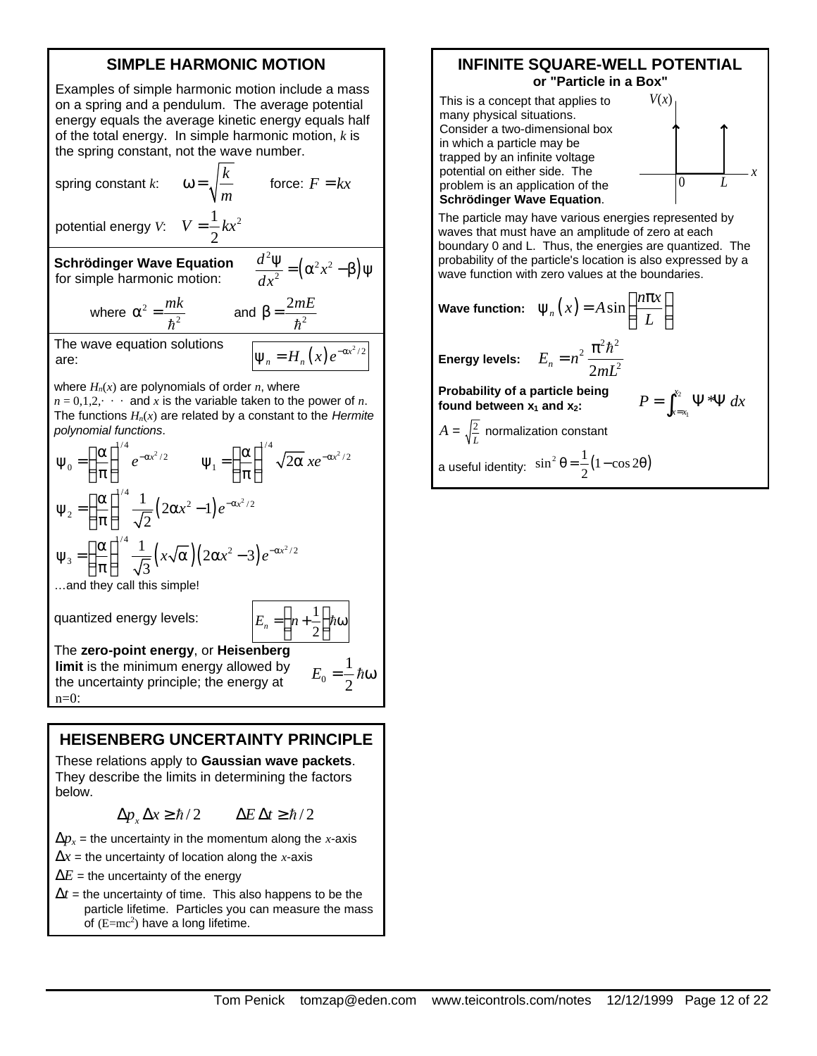## SIMPLE HARMONIC MOTION

Examples of simple harmonic motion include a mass on a spring and a pendulum. The average potential energy equals the average kinetic energy equals half of the total energy. In simple harmonic motion, $k$ is the spring constant, not the wave number.

spring constant $k$: $\omega = \sqrt{\dfrac{k}{m}}$ force: $F = kx$

potential energy $V$: $V = \dfrac{1}{2}kx^2$

**Schrödinger Wave Equation** for simple harmonic motion: $\dfrac{d^2\psi}{dx^2} = \left(\alpha^2 x^2 - \beta\right)\psi$

where $\alpha^2 = \dfrac{mk}{\hbar^2}$ and $\beta = \dfrac{2mE}{\hbar^2}$

The wave equation solutions are: $\psi_n = H_n(x)\, e^{-\alpha x^2/2}$

where $H_n(x)$ are polynomials of order $n$, where $n = 0,1,2,\cdots$ and $x$ is the variable taken to the power of $n$. The functions $H_n(x)$ are related by a constant to the *Hermite polynomial functions*.

$$\psi_0 = \left(\frac{\alpha}{\pi}\right)^{1/4} e^{-\alpha x^2/2} \qquad \psi_1 = \left(\frac{\alpha}{\pi}\right)^{1/4} \sqrt{2\alpha}\, x e^{-\alpha x^2/2}$$

$$\psi_2 = \left(\frac{\alpha}{\pi}\right)^{1/4} \frac{1}{\sqrt{2}}\left(2\alpha x^2 - 1\right) e^{-\alpha x^2/2}$$

$$\psi_3 = \left(\frac{\alpha}{\pi}\right)^{1/4} \frac{1}{\sqrt{3}}\left(x\sqrt{\alpha}\right)\left(2\alpha x^2 - 3\right) e^{-\alpha x^2/2}$$

…and they call this simple!

quantized energy levels: $E_n = \left(n + \dfrac{1}{2}\right)\hbar\omega$

The **zero-point energy**, or **Heisenberg limit** is the minimum energy allowed by the uncertainty principle; the energy at n=0: $E_0 = \dfrac{1}{2}\hbar\omega$

## HEISENBERG UNCERTAINTY PRINCIPLE

These relations apply to **Gaussian wave packets**. They describe the limits in determining the factors below.

$$\Delta p_x \Delta x \geq \hbar/2 \qquad \Delta E\, \Delta t \geq \hbar/2$$

$\Delta p_x$ = the uncertainty in the momentum along the $x$-axis

$\Delta x$ = the uncertainty of location along the $x$-axis

$\Delta E$ = the uncertainty of the energy

$\Delta t$ = the uncertainty of time. This also happens to be the particle lifetime. Particles you can measure the mass of ($E=mc^2$) have a long lifetime.

## INFINITE SQUARE-WELL POTENTIAL
### or "Particle in a Box"

This is a concept that applies to many physical situations. Consider a two-dimensional box in which a particle may be trapped by an infinite voltage potential on either side. The problem is an application of the **Schrödinger Wave Equation**.

The particle may have various energies represented by waves that must have an amplitude of zero at each boundary 0 and L. Thus, the energies are quantized. The probability of the particle's location is also expressed by a wave function with zero values at the boundaries.

**Wave function:** $\psi_n(x) = A \sin\left(\dfrac{n\pi x}{L}\right)$

**Energy levels:** $E_n = n^2 \dfrac{\pi^2\hbar^2}{2mL^2}$

**Probability of a particle being found between $x_1$ and $x_2$:** $P = \displaystyle\int_{x=x_1}^{x_2} \Psi^*\Psi\, dx$

$A = \sqrt{\frac{2}{L}}$ normalization constant

a useful identity: $\sin^2\theta = \dfrac{1}{2}\left(1 - \cos 2\theta\right)$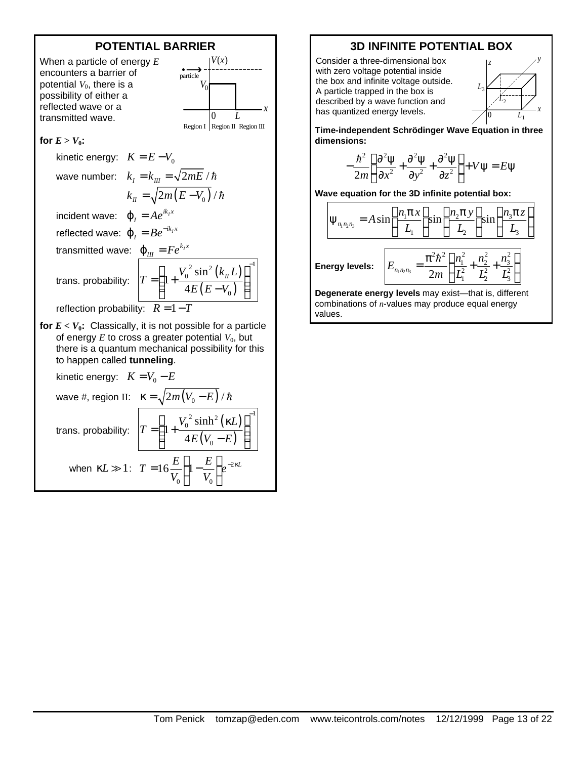## POTENTIAL BARRIER

When a particle of energy $E$ encounters a barrier of potential $V_0$, there is a possibility of either a reflected wave or a transmitted wave.

**for $E > V_0$:**

kinetic energy: $K = E - V_0$

wave number: $k_I = k_{III} = \sqrt{2mE}/\hbar$

$$k_{II} = \sqrt{2m(E - V_0)}/\hbar$$

incident wave: $\varphi_I = Ae^{ik_I x}$

reflected wave: $\varphi_I = Be^{-ik_I x}$

transmitted wave: $\varphi_{III} = Fe^{k_I x}$

trans. probability: $$T = \left[1 + \frac{V_0^{\,2}\sin^2(k_{II}L)}{4E(E - V_0)}\right]^{-1}$$

reflection probability: $R = 1 - T$

**for $E < V_0$:** Classically, it is not possible for a particle of energy $E$ to cross a greater potential $V_0$, but there is a quantum mechanical possibility for this to happen called **tunneling**.

kinetic energy: $K = V_0 - E$

wave #, region II: $\kappa = \sqrt{2m(V_0 - E)}/\hbar$

trans. probability: $$T = \left[1 + \frac{V_0^{\,2}\sinh^2(\kappa L)}{4E(V_0 - E)}\right]^{-1}$$

when $\kappa L \gg 1$: $T = 16\dfrac{E}{V_0}\left(1 - \dfrac{E}{V_0}\right)e^{-2\kappa L}$

## 3D INFINITE POTENTIAL BOX

Consider a three-dimensional box with zero voltage potential inside the box and infinite voltage outside. A particle trapped in the box is described by a wave function and has quantized energy levels.

**Time-independent Schrödinger Wave Equation in three dimensions:**

$$-\frac{\hbar^2}{2m}\left(\frac{\partial^2\psi}{\partial x^2} + \frac{\partial^2\psi}{\partial y^2} + \frac{\partial^2\psi}{\partial z^2}\right) + V\psi = E\psi$$

**Wave equation for the 3D infinite potential box:**

$$\psi_{n_1 n_2 n_3} = A\sin\left(\frac{n_1\pi x}{L_1}\right)\sin\left(\frac{n_2\pi y}{L_2}\right)\sin\left(\frac{n_3\pi z}{L_3}\right)$$

**Energy levels:** $$E_{n_1 n_2 n_3} = \frac{\pi^2\hbar^2}{2m}\left(\frac{n_1^2}{L_1^2} + \frac{n_2^2}{L_2^2} + \frac{n_3^2}{L_3^2}\right)$$

**Degenerate energy levels** may exist—that is, different combinations of $n$-values may produce equal energy values.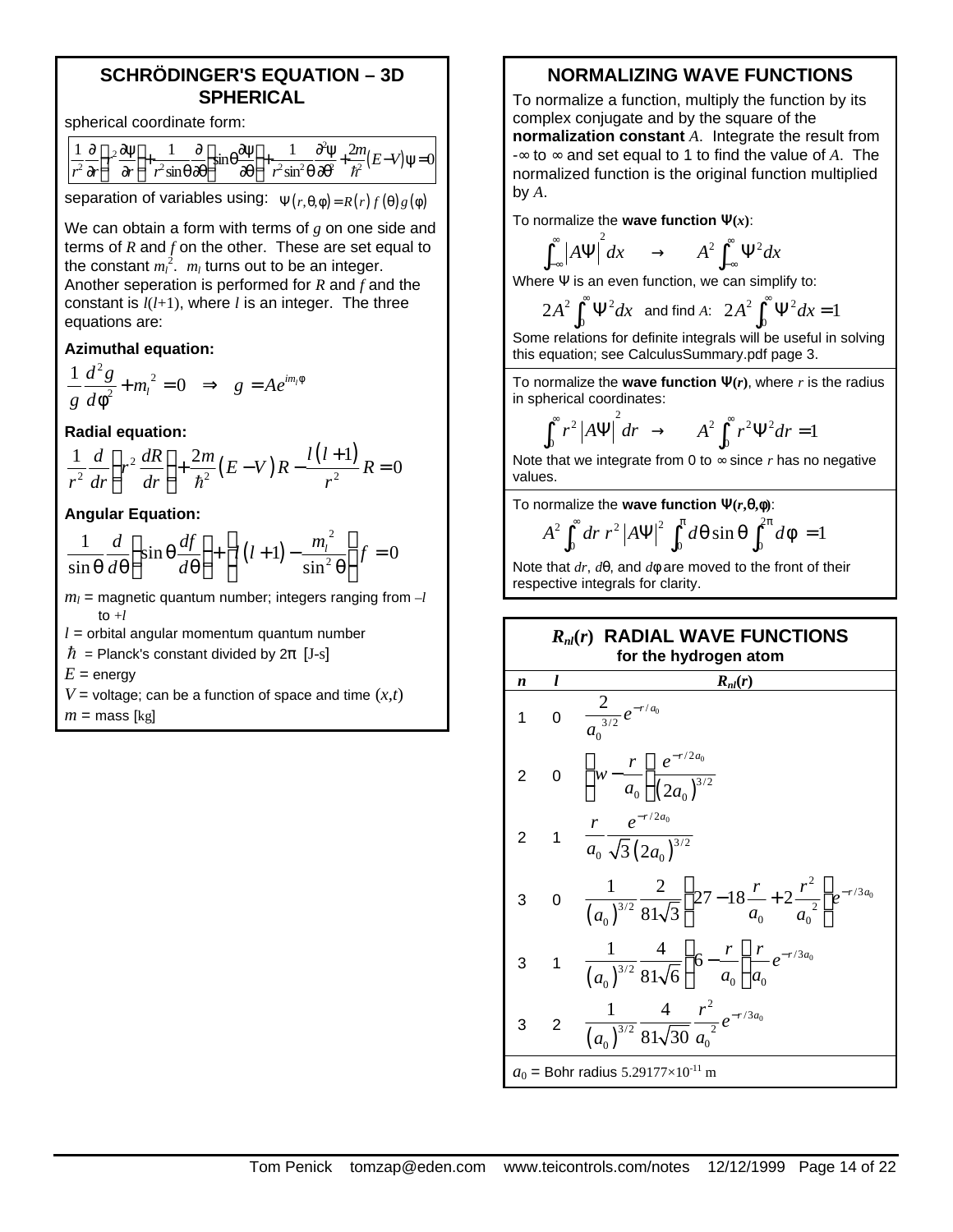## SCHRÖDINGER'S EQUATION – 3D SPHERICAL

spherical coordinate form:

$$\frac{1}{r^2}\frac{\partial}{\partial r}\left(r^2\frac{\partial\psi}{\partial r}\right)+\frac{1}{r^2\sin\theta}\frac{\partial}{\partial\theta}\left(\sin\theta\frac{\partial\psi}{\partial\theta}\right)+\frac{1}{r^2\sin^2\theta}\frac{\partial^2\psi}{\partial\phi^2}+\frac{2m}{\hbar^2}(E-V)\psi=0$$

separation of variables using: $\psi(r,\theta,\phi)=R(r)\,f(\theta)\,g(\phi)$

We can obtain a form with terms of $g$ on one side and terms of $R$ and $f$ on the other. These are set equal to the constant $m_l^{\,2}$. $m_l$ turns out to be an integer. Another seperation is performed for $R$ and $f$ and the constant is $l(l+1)$, where $l$ is an integer. The three equations are:

**Azimuthal equation:**

$$\frac{1}{g}\frac{d^2g}{d\phi^2}+m_l^{\,2}=0 \quad\Rightarrow\quad g=Ae^{im_l\phi}$$

**Radial equation:**

$$\frac{1}{r^2}\frac{d}{dr}\left(r^2\frac{dR}{dr}\right)+\frac{2m}{\hbar^2}(E-V)R-\frac{l(l+1)}{r^2}R=0$$

**Angular Equation:**

$$\frac{1}{\sin\theta}\frac{d}{d\theta}\left(\sin\theta\frac{df}{d\theta}\right)+\left[l(l+1)-\frac{m_l^{\,2}}{\sin^2\theta}\right]f=0$$

$m_l$ = magnetic quantum number; integers ranging from $-l$ to $+l$

$l$ = orbital angular momentum quantum number

$\hbar$ = Planck's constant divided by $2\pi$ [J-s]

$E$ = energy

$V$ = voltage; can be a function of space and time $(x,t)$

$m$ = mass [kg]

## NORMALIZING WAVE FUNCTIONS

To normalize a function, multiply the function by its complex conjugate and by the square of the **normalization constant** $A$. Integrate the result from $-\infty$ to $\infty$ and set equal to 1 to find the value of $A$. The normalized function is the original function multiplied by $A$.

To normalize the **wave function** $\Psi(x)$:

$$\int_{-\infty}^{\infty}\left|A\Psi\right|^2 dx \quad\rightarrow\quad A^2\int_{-\infty}^{\infty}\Psi^2 dx$$

Where $\Psi$ is an even function, we can simplify to:

$$2A^2\int_0^{\infty}\Psi^2 dx \quad \text{and find } A\text{:}\quad 2A^2\int_0^{\infty}\Psi^2 dx=1$$

Some relations for definite integrals will be useful in solving this equation; see CalculusSummary.pdf page 3.

To normalize the **wave function** $\Psi(r)$, where $r$ is the radius in spherical coordinates:

$$\int_0^{\infty} r^2\left|A\Psi\right|^2 dr \quad\rightarrow\quad A^2\int_0^{\infty} r^2\Psi^2 dr=1$$

Note that we integrate from 0 to $\infty$ since $r$ has no negative values.

To normalize the **wave function** $\Psi(r,\theta,\phi)$:

$$A^2\int_0^{\infty}dr\, r^2\left|A\Psi\right|^2\int_0^{\pi}d\theta\sin\theta\int_0^{2\pi}d\phi=1$$

Note that $dr$, $d\theta$, and $d\phi$ are moved to the front of their respective integrals for clarity.

## $R_{nl}(r)$ RADIAL WAVE FUNCTIONS for the hydrogen atom

| $n$ | $l$ | $R_{nl}(r)$ |
|---|---|---|
| 1 | 0 | $\frac{2}{a_0^{\,3/2}}e^{-r/a_0}$ |
| 2 | 0 | $\left(w-\frac{r}{a_0}\right)\frac{e^{-r/2a_0}}{(2a_0)^{3/2}}$ |
| 2 | 1 | $\frac{r}{a_0}\frac{e^{-r/2a_0}}{\sqrt{3}\,(2a_0)^{3/2}}$ |
| 3 | 0 | $\frac{1}{(a_0)^{3/2}}\frac{2}{81\sqrt{3}}\left(27-18\frac{r}{a_0}+2\frac{r^2}{a_0^{\,2}}\right)e^{-r/3a_0}$ |
| 3 | 1 | $\frac{1}{(a_0)^{3/2}}\frac{4}{81\sqrt{6}}\left(6-\frac{r}{a_0}\right)\frac{r}{a_0}e^{-r/3a_0}$ |
| 3 | 2 | $\frac{1}{(a_0)^{3/2}}\frac{4}{81\sqrt{30}}\frac{r^2}{a_0^{\,2}}e^{-r/3a_0}$ |

$a_0$ = Bohr radius $5.29177\times10^{-11}$ m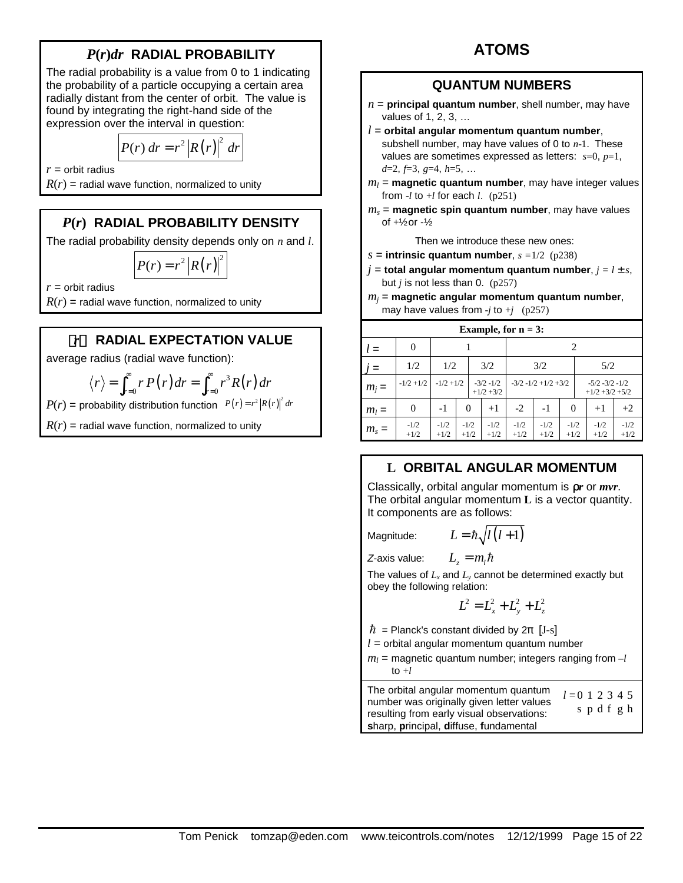## $P(r)dr$ RADIAL PROBABILITY

The radial probability is a value from 0 to 1 indicating the probability of a particle occupying a certain area radially distant from the center of orbit. The value is found by integrating the right-hand side of the expression over the interval in question:

$$P(r)\,dr = r^2 \left|R(r)\right|^2\,dr$$

$r$ = orbit radius

$R(r)$ = radial wave function, normalized to unity

## $P(r)$ RADIAL PROBABILITY DENSITY

The radial probability density depends only on $n$ and $l$.

$$P(r) = r^2 \left|R(r)\right|^2$$

$r$ = orbit radius

$R(r)$ = radial wave function, normalized to unity

## $\langle r \rangle$ RADIAL EXPECTATION VALUE

average radius (radial wave function):

$$\langle r \rangle = \int_{r=0}^{\infty} r\,P(r)\,dr = \int_{r=0}^{\infty} r^3 R(r)\,dr$$

$P(r)$ = probability distribution function $P(r) = r^2 \left|R(r)\right|^2 dr$

$R(r)$ = radial wave function, normalized to unity

# ATOMS

## QUANTUM NUMBERS

- $n$ = **principal quantum number**, shell number, may have values of 1, 2, 3, …
- $l$ = **orbital angular momentum quantum number**, subshell number, may have values of 0 to $n$-1. These values are sometimes expressed as letters: $s$=0, $p$=1, $d$=2, $f$=3, $g$=4, $h$=5, …
- $m_l$ = **magnetic quantum number**, may have integer values from $-l$ to $+l$ for each $l$. (p251)
- $m_s$ = **magnetic spin quantum number**, may have values of +½ or -½

Then we introduce these new ones:

- $s$ = **intrinsic quantum number**, $s$ =1/2 (p238)
- $j$ = **total angular momentum quantum number**, $j = l \pm s$, but $j$ is not less than 0. (p257)
- $m_j$ = **magnetic angular momentum quantum number**, may have values from $-j$ to $+j$ (p257)

**Example, for n = 3:**

| | | | | | | | | | |
|---|---|---|---|---|---|---|---|---|---|
| $l$ = | 0 | 1 | | | 2 | | | | |
| $j$ = | 1/2 | 1/2 | | 3/2 | 3/2 | | | 5/2 | |
| $m_j$ = | -1/2 +1/2 | -1/2 +1/2 | | -3/2 -1/2 +1/2 +3/2 | -3/2 -1/2 +1/2 +3/2 | | | -5/2 -3/2 -1/2 +1/2 +3/2 +5/2 | |
| $m_l$ = | 0 | -1 | 0 | +1 | -2 | -1 | 0 | +1 | +2 |
| $m_s$ = | -1/2 +1/2 | -1/2 +1/2 | -1/2 +1/2 | -1/2 +1/2 | -1/2 +1/2 | -1/2 +1/2 | -1/2 +1/2 | -1/2 +1/2 | -1/2 +1/2 |

## L ORBITAL ANGULAR MOMENTUM

Classically, orbital angular momentum is $\rho r$ or $mvr$. The orbital angular momentum **L** is a vector quantity. It components are as follows:

Magnitude: $L = \hbar\sqrt{l(l+1)}$

*Z*-axis value: $L_z = m_l \hbar$

The values of $L_x$ and $L_y$ cannot be determined exactly but obey the following relation:

$$L^2 = L_x^2 + L_y^2 + L_z^2$$

$\hbar$ = Planck's constant divided by 2π [J-s]

$l$ = orbital angular momentum quantum number

$m_l$ = magnetic quantum number; integers ranging from $-l$ to $+l$

The orbital angular momentum quantum number was originally given letter values resulting from early visual observations: **s**harp, **p**rincipal, **d**iffuse, **f**undamental

| $l$ = | 0 | 1 | 2 | 3 | 4 | 5 |
|---|---|---|---|---|---|---|
| | s | p | d | f | g | h |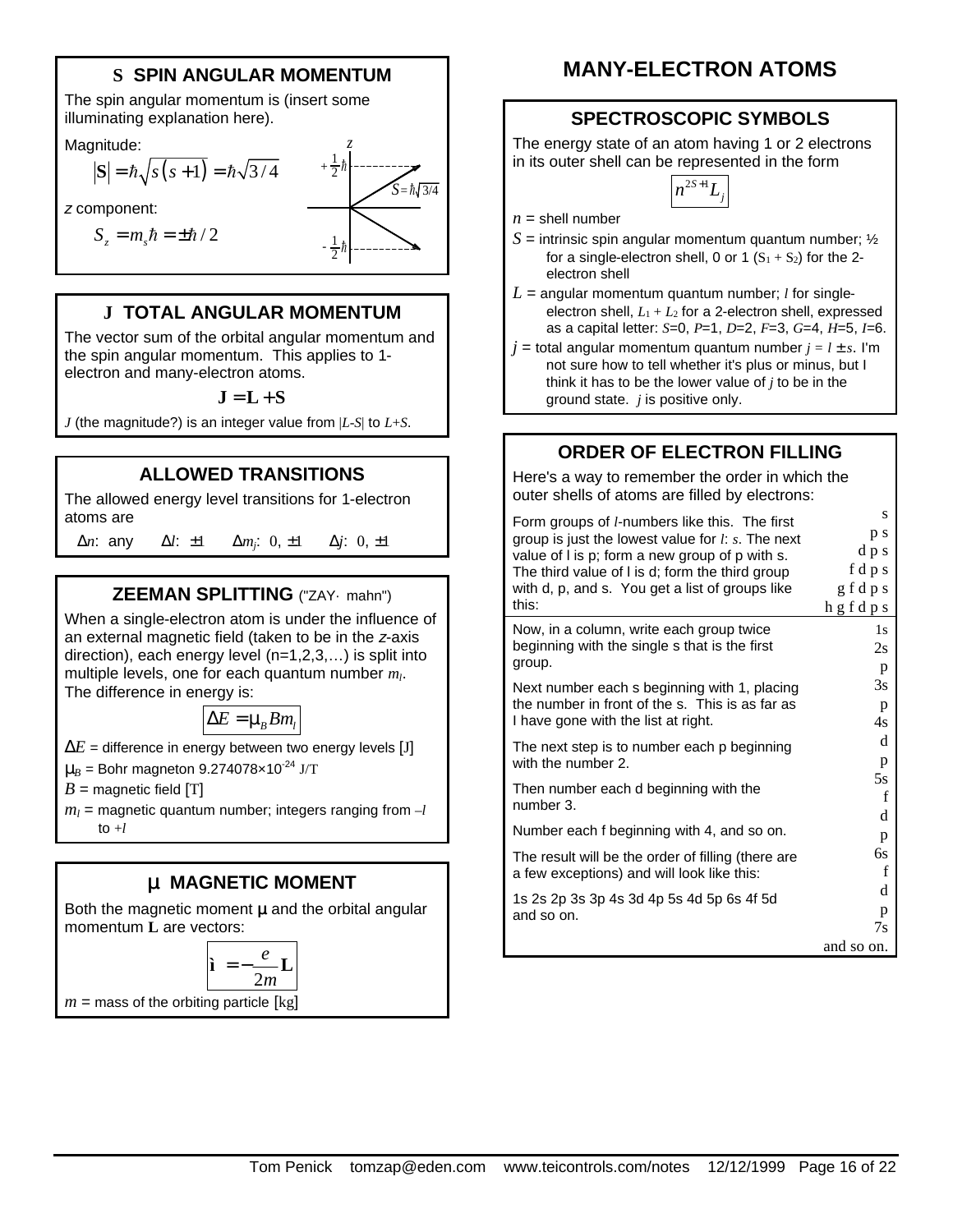## S SPIN ANGULAR MOMENTUM

The spin angular momentum is (insert some illuminating explanation here).

Magnitude:

$$|\mathbf{S}| = \hbar\sqrt{s(s+1)} = \hbar\sqrt{3/4}$$

*z* component:

$$S_z = m_s \hbar = \pm\hbar/2$$

## J TOTAL ANGULAR MOMENTUM

The vector sum of the orbital angular momentum and the spin angular momentum. This applies to 1-electron and many-electron atoms.

$$\mathbf{J} = \mathbf{L} + \mathbf{S}$$

*J* (the magnitude?) is an integer value from $|L\text{-}S|$ to $L+S$.

## ALLOWED TRANSITIONS

The allowed energy level transitions for 1-electron atoms are

$\Delta n$: any $\Delta l$: $\pm 1$ $\Delta m_j$: $0, \pm 1$ $\Delta j$: $0, \pm 1$

## ZEEMAN SPLITTING ("ZAY· mahn")

When a single-electron atom is under the influence of an external magnetic field (taken to be in the *z*-axis direction), each energy level (n=1,2,3,…) is split into multiple levels, one for each quantum number $m_l$. The difference in energy is:

$$\Delta E = \mu_B B m_l$$

$\Delta E$ = difference in energy between two energy levels [J]

$\mu_B$ = Bohr magneton $9.274078\times10^{-24}$ J/T

$B$ = magnetic field [T]

$m_l$ = magnetic quantum number; integers ranging from $-l$ to $+l$

## μ MAGNETIC MOMENT

Both the magnetic moment μ and the orbital angular momentum **L** are vectors:

$$\boldsymbol{\mu} = -\frac{e}{2m}\mathbf{L}$$

$m$ = mass of the orbiting particle [kg]

# MANY-ELECTRON ATOMS

## SPECTROSCOPIC SYMBOLS

The energy state of an atom having 1 or 2 electrons in its outer shell can be represented in the form

$$n^{2S+1}L_j$$

$n$ = shell number

$S$ = intrinsic spin angular momentum quantum number; ½ for a single-electron shell, 0 or 1 ($S_1 + S_2$) for the 2-electron shell

$L$ = angular momentum quantum number; $l$ for single-electron shell, $L_1 + L_2$ for a 2-electron shell, expressed as a capital letter: *S*=0, *P*=1, *D*=2, *F*=3, *G*=4, *H*=5, *I*=6.

$j$ = total angular momentum quantum number $j = l \pm s$. I'm not sure how to tell whether it's plus or minus, but I think it has to be the lower value of $j$ to be in the ground state. $j$ is positive only.

## ORDER OF ELECTRON FILLING

Here's a way to remember the order in which the outer shells of atoms are filled by electrons:

Form groups of *l*-numbers like this. The first group is just the lowest value for *l*: *s*. The next value of l is p; form a new group of p with s. The third value of l is d; form the third group with d, p, and s. You get a list of groups like this:

```
          s
        p s
      d p s
    f d p s
  g f d p s
h g f d p s
```

Now, in a column, write each group twice beginning with the single s that is the first group.

Next number each s beginning with 1, placing the number in front of the s. This is as far as I have gone with the list at right.

The next step is to number each p beginning with the number 2.

Then number each d beginning with the number 3.

Number each f beginning with 4, and so on.

The result will be the order of filling (there are a few exceptions) and will look like this:

1s 2s 2p 3s 3p 4s 3d 4p 5s 4d 5p 6s 4f 5d and so on.

```
1s
2s
 p
3s
 p
4s
 d
 p
5s
 f
 d
 p
6s
 f
 d
 p
7s
and so on.
```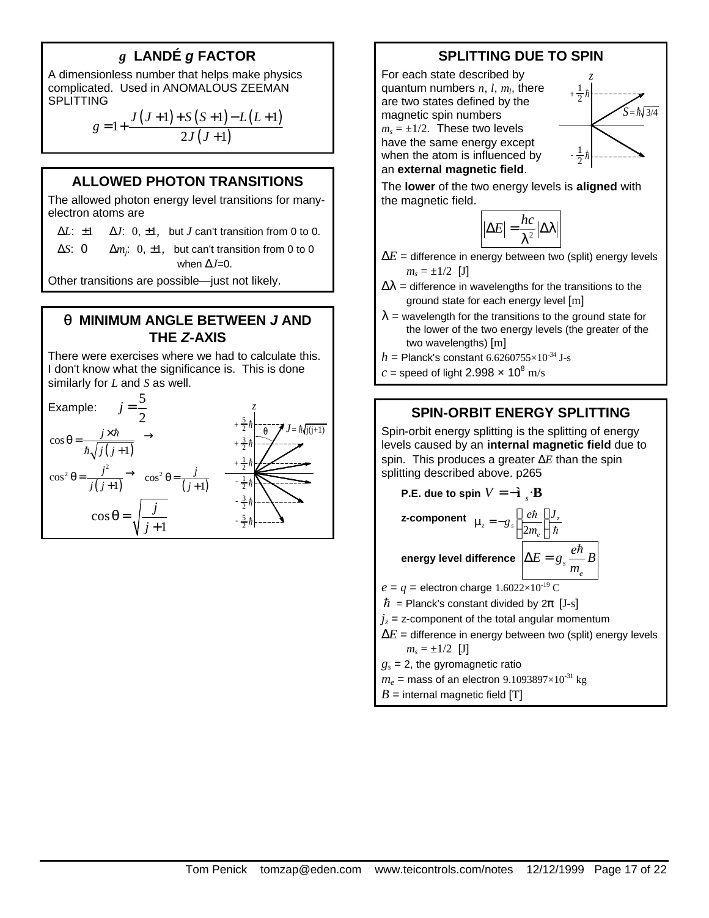## $g$ LANDÉ $g$ FACTOR

A dimensionless number that helps make physics complicated. Used in ANOMALOUS ZEEMAN SPLITTING

$$g = 1 + \frac{J(J+1) + S(S+1) - L(L+1)}{2J(J+1)}$$

## ALLOWED PHOTON TRANSITIONS

The allowed photon energy level transitions for many-electron atoms are

$\Delta L$: $\pm 1$ $\Delta J$: $0, \pm 1$, but $J$ can't transition from 0 to 0.

$\Delta S$: 0 $\Delta m_j$: $0, \pm 1$, but can't transition from 0 to 0 when $\Delta J$=0.

Other transitions are possible—just not likely.

## $\theta$ MINIMUM ANGLE BETWEEN $J$ AND THE $Z$-AXIS

There were exercises where we had to calculate this. I don't know what the significance is. This is done similarly for $L$ and $S$ as well.

Example: $j = \frac{5}{2}$

$$\cos\theta = \frac{j \times \hbar}{\hbar\sqrt{j(j+1)}} \rightarrow$$

$$\cos^2\theta = \frac{j^2}{j(j+1)} \rightarrow \quad \cos^2\theta = \frac{j}{(j+1)}$$

$$\cos\theta = \sqrt{\frac{j}{j+1}}$$

(Diagram: $z$ axis with levels $+\frac{5}{2}\hbar$, $+\frac{3}{2}\hbar$, $+\frac{1}{2}\hbar$, $-\frac{1}{2}\hbar$, $-\frac{3}{2}\hbar$, $-\frac{5}{2}\hbar$; angle $\theta$; $J = \hbar\sqrt{j(j+1)}$)

## SPLITTING DUE TO SPIN

For each state described by quantum numbers $n$, $l$, $m_l$, there are two states defined by the magnetic spin numbers $m_s = \pm 1/2$. These two levels have the same energy except when the atom is influenced by an **external magnetic field**.

(Diagram: $z$ axis with levels $+\frac{1}{2}\hbar$ and $-\frac{1}{2}\hbar$; $S = \hbar\sqrt{3/4}$)

The **lower** of the two energy levels is **aligned** with the magnetic field.

$$|\Delta E| = \frac{hc}{\lambda^2}|\Delta\lambda|$$

$\Delta E$ = difference in energy between two (split) energy levels $m_s = \pm 1/2$ [J]

$\Delta\lambda$ = difference in wavelengths for the transitions to the ground state for each energy level [m]

$\lambda$ = wavelength for the transitions to the ground state for the lower of the two energy levels (the greater of the two wavelengths) [m]

$h$ = Planck's constant $6.6260755\times10^{-34}$ J-s

$c$ = speed of light $2.998 \times 10^8$ m/s

## SPIN-ORBIT ENERGY SPLITTING

Spin-orbit energy splitting is the splitting of energy levels caused by an **internal magnetic field** due to spin. This produces a greater $\Delta E$ than the spin splitting described above. p265

**P.E. due to spin** $V = -\boldsymbol{\mu}_s \cdot \mathbf{B}$

**z-component** $\mu_z = -g_s \left(\frac{e\hbar}{2m_e}\right)\left(\frac{J_z}{\hbar}\right)$

**energy level difference** $\Delta E = g_s \frac{e\hbar}{m_e} B$

$e = q$ = electron charge $1.6022\times10^{-19}$ C

$\hbar$ = Planck's constant divided by $2\pi$ [J-s]

$j_z$ = z-component of the total angular momentum

$\Delta E$ = difference in energy between two (split) energy levels $m_s = \pm 1/2$ [J]

$g_s$ = 2, the gyromagnetic ratio

$m_e$ = mass of an electron $9.1093897\times10^{-31}$ kg

$B$ = internal magnetic field [T]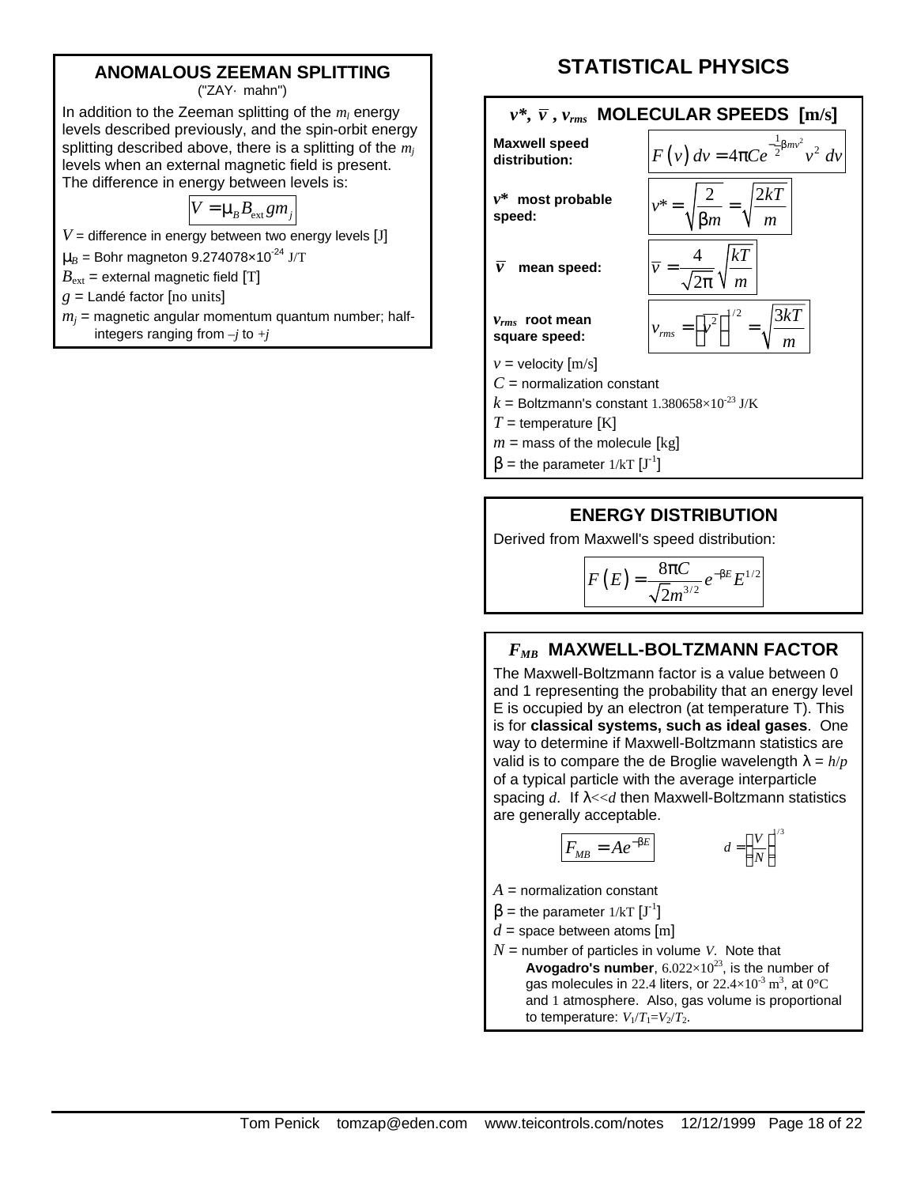## ANOMALOUS ZEEMAN SPLITTING

("ZAY· mahn")

In addition to the Zeeman splitting of the $m_l$ energy levels described previously, and the spin-orbit energy splitting described above, there is a splitting of the $m_j$ levels when an external magnetic field is present. The difference in energy between levels is:

$$V = \mu_B B_{\text{ext}} g m_j$$

$V$ = difference in energy between two energy levels [J]

$\mu_B$ = Bohr magneton $9.274078\times10^{-24}$ J/T

$B_{\text{ext}}$ = external magnetic field [T]

$g$ = Landé factor [no units]

$m_j$ = magnetic angular momentum quantum number; half-integers ranging from $-j$ to $+j$

# STATISTICAL PHYSICS

## $v^*$, $\bar{v}$, $v_{rms}$ MOLECULAR SPEEDS [m/s]

**Maxwell speed distribution:**

$$F(v)\,dv = 4\pi C e^{-\frac{1}{2}\beta m v^2} v^2\,dv$$

**$v^*$ most probable speed:**

$$v^* = \sqrt{\frac{2}{\beta m}} = \sqrt{\frac{2kT}{m}}$$

**$\bar{v}$ mean speed:**

$$\bar{v} = \frac{4}{\sqrt{2\pi}}\sqrt{\frac{kT}{m}}$$

**$v_{rms}$ root mean square speed:**

$$v_{rms} = \left(\overline{v^2}\right)^{1/2} = \sqrt{\frac{3kT}{m}}$$

$v$ = velocity [m/s]

$C$ = normalization constant

$k$ = Boltzmann's constant $1.380658\times10^{-23}$ J/K

$T$ = temperature [K]

$m$ = mass of the molecule [kg]

$\beta$ = the parameter $1/kT$ [J$^{-1}$]

## ENERGY DISTRIBUTION

Derived from Maxwell's speed distribution:

$$F(E) = \frac{8\pi C}{\sqrt{2}m^{3/2}} e^{-\beta E} E^{1/2}$$

## $F_{MB}$ MAXWELL-BOLTZMANN FACTOR

The Maxwell-Boltzmann factor is a value between 0 and 1 representing the probability that an energy level E is occupied by an electron (at temperature T). This is for **classical systems, such as ideal gases**. One way to determine if Maxwell-Boltzmann statistics are valid is to compare the de Broglie wavelength $\lambda = h/p$ of a typical particle with the average interparticle spacing $d$. If $\lambda << d$ then Maxwell-Boltzmann statistics are generally acceptable.

$$F_{MB} = A e^{-\beta E} \qquad\qquad d = \left(\frac{V}{N}\right)^{1/3}$$

$A$ = normalization constant

$\beta$ = the parameter $1/kT$ [J$^{-1}$]

$d$ = space between atoms [m]

$N$ = number of particles in volume $V$. Note that **Avogadro's number**, $6.022\times10^{23}$, is the number of gas molecules in 22.4 liters, or $22.4\times10^{-3}$ m$^3$, at 0°C and 1 atmosphere. Also, gas volume is proportional to temperature: $V_1/T_1 = V_2/T_2$.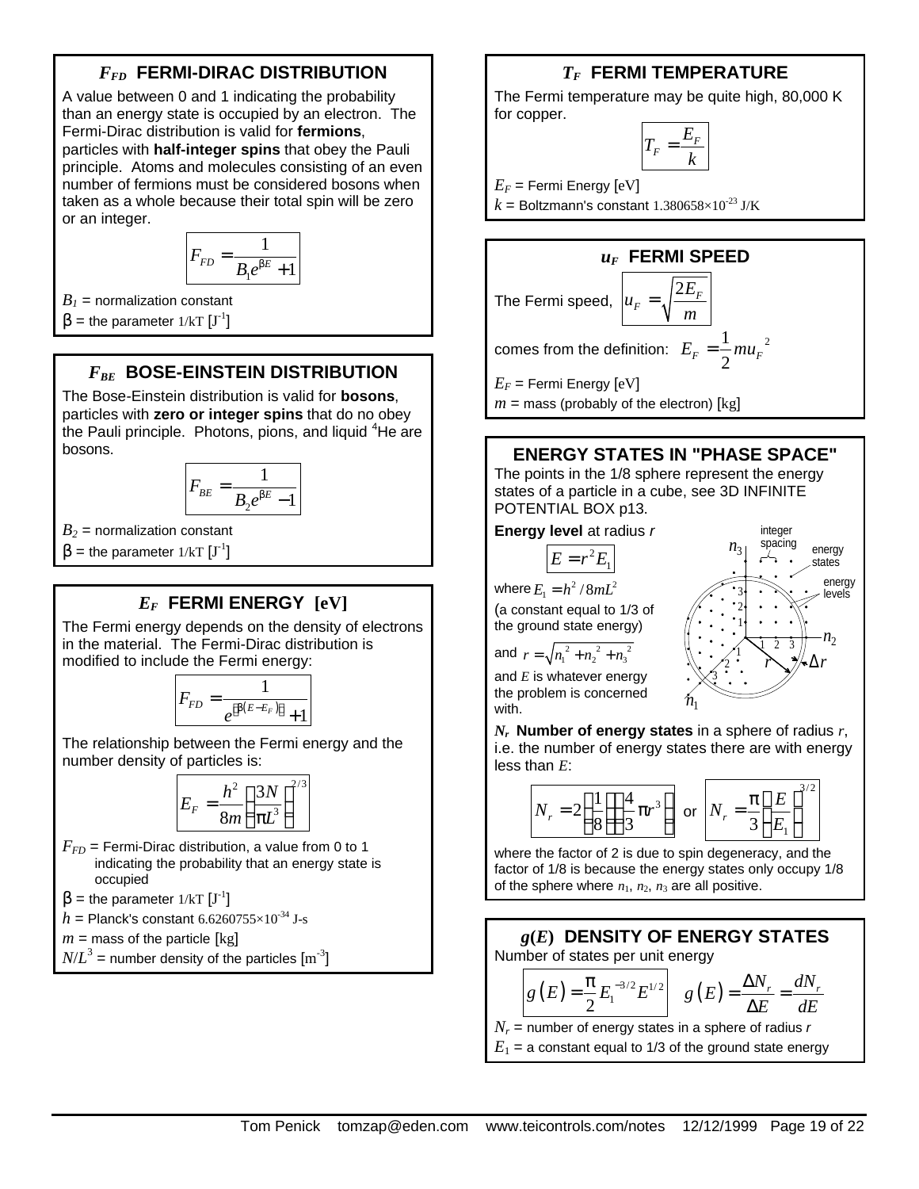## $F_{FD}$ FERMI-DIRAC DISTRIBUTION

A value between 0 and 1 indicating the probability than an energy state is occupied by an electron. The Fermi-Dirac distribution is valid for **fermions**, particles with **half-integer spins** that obey the Pauli principle. Atoms and molecules consisting of an even number of fermions must be considered bosons when taken as a whole because their total spin will be zero or an integer.

$$F_{FD} = \frac{1}{B_1 e^{\beta E} + 1}$$

$B_1$ = normalization constant

$\beta$ = the parameter $1/kT$ [$J^{-1}$]

## $F_{BE}$ BOSE-EINSTEIN DISTRIBUTION

The Bose-Einstein distribution is valid for **bosons**, particles with **zero or integer spins** that do no obey the Pauli principle. Photons, pions, and liquid $^4$He are bosons.

$$F_{BE} = \frac{1}{B_2 e^{\beta E} - 1}$$

$B_2$ = normalization constant

$\beta$ = the parameter $1/kT$ [$J^{-1}$]

## $E_F$ FERMI ENERGY [eV]

The Fermi energy depends on the density of electrons in the material. The Fermi-Dirac distribution is modified to include the Fermi energy:

$$F_{FD} = \frac{1}{e^{\left[\beta(E - E_F)\right]} + 1}$$

The relationship between the Fermi energy and the number density of particles is:

$$E_F = \frac{h^2}{8m}\left(\frac{3N}{\pi L^3}\right)^{2/3}$$

$F_{FD}$ = Fermi-Dirac distribution, a value from 0 to 1 indicating the probability that an energy state is occupied

$\beta$ = the parameter $1/kT$ [$J^{-1}$]

$h$ = Planck's constant $6.6260755\times10^{-34}$ J-s

$m$ = mass of the particle [kg]

$N/L^3$ = number density of the particles [$m^{-3}$]

## $T_F$ FERMI TEMPERATURE

The Fermi temperature may be quite high, 80,000 K for copper.

$$T_F = \frac{E_F}{k}$$

$E_F$ = Fermi Energy [eV]

$k$ = Boltzmann's constant $1.380658\times10^{-23}$ J/K

## $u_F$ FERMI SPEED

The Fermi speed, $u_F = \sqrt{\dfrac{2E_F}{m}}$

comes from the definition: $E_F = \frac{1}{2} m u_F^{\,2}$

$E_F$ = Fermi Energy [eV]

$m$ = mass (probably of the electron) [kg]

## ENERGY STATES IN "PHASE SPACE"

The points in the 1/8 sphere represent the energy states of a particle in a cube, see 3D INFINITE POTENTIAL BOX p13.

**Energy level** at radius $r$

$$E = r^2 E_1$$

where $E_1 = h^2/8mL^2$ (a constant equal to 1/3 of the ground state energy)

and $r = \sqrt{n_1^{\,2} + n_2^{\,2} + n_3^{\,2}}$

and $E$ is whatever energy the problem is concerned with.

(Diagram labels: integer spacing, energy states, energy levels, $n_1$, $n_2$, $n_3$, $r$, $\Delta r$)

$N_r$ **Number of energy states** in a sphere of radius $r$, i.e. the number of energy states there are with energy less than $E$:

$$N_r = 2\left(\frac{1}{8}\right)\left(\frac{4}{3}\pi r^3\right) \quad \text{or} \quad N_r = \frac{\pi}{3}\left(\frac{E}{E_1}\right)^{3/2}$$

where the factor of 2 is due to spin degeneracy, and the factor of 1/8 is because the energy states only occupy 1/8 of the sphere where $n_1$, $n_2$, $n_3$ are all positive.

## $g(E)$ DENSITY OF ENERGY STATES

Number of states per unit energy

$$g(E) = \frac{\pi}{2} E_1^{-3/2} E^{1/2} \qquad g(E) = \frac{\Delta N_r}{\Delta E} = \frac{dN_r}{dE}$$

$N_r$ = number of energy states in a sphere of radius $r$

$E_1$ = a constant equal to 1/3 of the ground state energy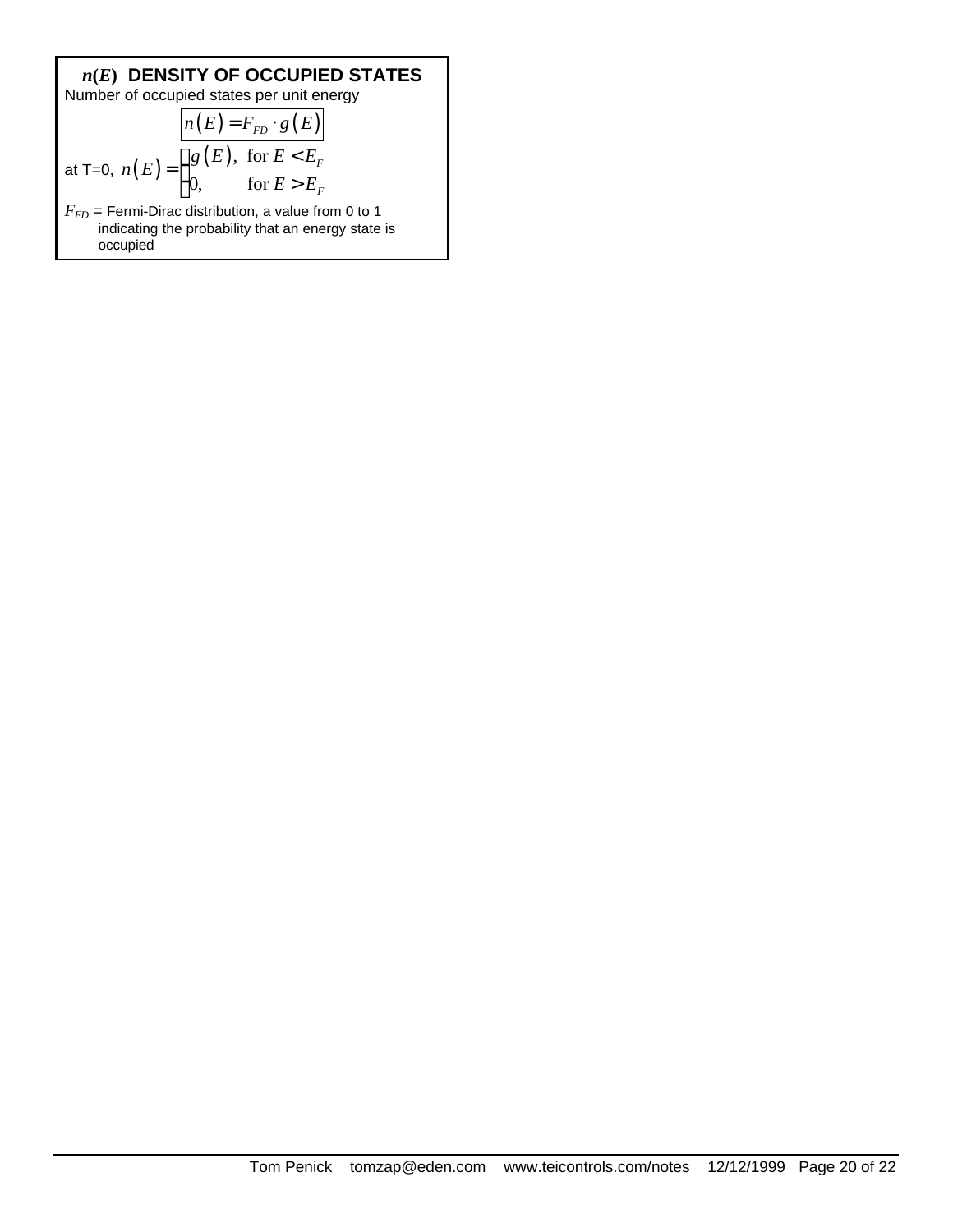## $n(E)$ DENSITY OF OCCUPIED STATES

Number of occupied states per unit energy

$$\boxed{n(E) = F_{FD} \cdot g(E)}$$

at T=0, $n(E) = \begin{cases} g(E), & \text{for } E < E_F \\ 0, & \text{for } E > E_F \end{cases}$

$F_{FD}$ = Fermi-Dirac distribution, a value from 0 to 1 indicating the probability that an energy state is occupied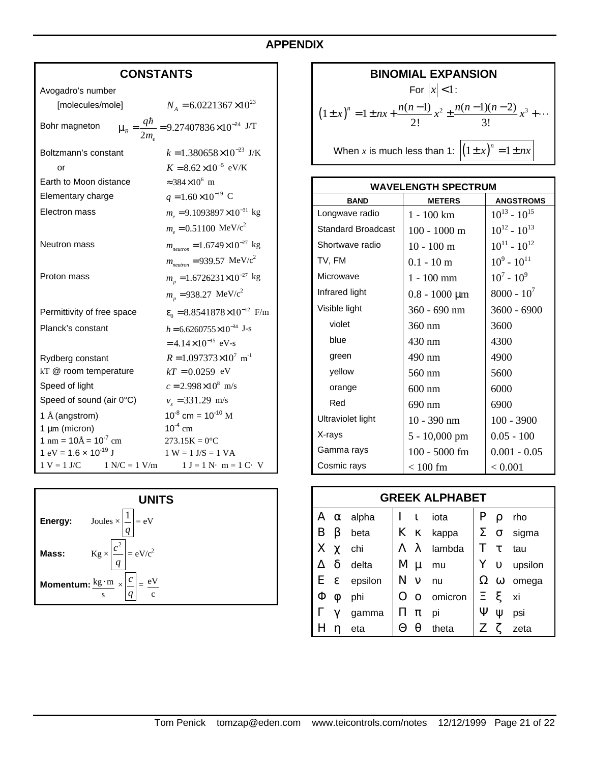# APPENDIX

## CONSTANTS

| Constant | Value |
|---|---|
| Avogadro's number [molecules/mole] | $N_A = 6.0221367 \times 10^{23}$ |
| Bohr magneton | $\mu_B = \dfrac{q\hbar}{2m_e} = 9.27407836 \times 10^{-24}$ J/T |
| Boltzmann's constant | $k = 1.380658 \times 10^{-23}$ J/K |
| or | $K = 8.62 \times 10^{-5}$ eV/K |
| Earth to Moon distance | $\approx 384 \times 10^{6}$ m |
| Elementary charge | $q = 1.60 \times 10^{-19}$ C |
| Electron mass | $m_e = 9.1093897 \times 10^{-31}$ kg |
| | $m_e = 0.51100$ MeV/c$^2$ |
| Neutron mass | $m_{neutron} = 1.6749 \times 10^{-27}$ kg |
| | $m_{neutron} = 939.57$ MeV/c$^2$ |
| Proton mass | $m_p = 1.6726231 \times 10^{-27}$ kg |
| | $m_p = 938.27$ MeV/c$^2$ |
| Permittivity of free space | $\varepsilon_0 = 8.8541878 \times 10^{-12}$ F/m |
| Planck's constant | $h = 6.6260755 \times 10^{-34}$ J-s |
| | $= 4.14 \times 10^{-15}$ eV-s |
| Rydberg constant | $R = 1.097373 \times 10^{7}$ m$^{-1}$ |
| kT @ room temperature | $kT = 0.0259$ eV |
| Speed of light | $c = 2.998 \times 10^{8}$ m/s |
| Speed of sound (air 0°C) | $v_s = 331.29$ m/s |
| 1 Å (angstrom) | $10^{-8}$ cm = $10^{-10}$ M |
| 1 µm (micron) | $10^{-4}$ cm |
| 1 nm = 10Å = $10^{-7}$ cm | 273.15K = 0°C |
| 1 eV = 1.6 × $10^{-19}$ J | 1 W = 1 J/S = 1 VA |
| 1 V = 1 J/C &nbsp;&nbsp; 1 N/C = 1 V/m | 1 J = 1 N· m = 1 C· V |

## UNITS

**Energy:** $\text{Joules} \times \left|\dfrac{1}{q}\right| = \text{eV}$

**Mass:** $\text{Kg} \times \left|\dfrac{c^2}{q}\right| = \text{eV/c}^2$

**Momentum:** $\dfrac{\text{kg}\cdot\text{m}}{\text{s}} \times \left|\dfrac{c}{q}\right| = \dfrac{\text{eV}}{\text{c}}$

## BINOMIAL EXPANSION

For $|x| < 1$:

$$(1 \pm x)^n = 1 \pm nx + \frac{n(n-1)}{2!}x^2 \pm \frac{n(n-1)(n-2)}{3!}x^3 + \cdots$$

When $x$ is much less than 1: $(1 \pm x)^n = 1 \pm nx$

## WAVELENGTH SPECTRUM

| BAND | METERS | ANGSTROMS |
|---|---|---|
| Longwave radio | 1 - 100 km | $10^{13}$ - $10^{15}$ |
| Standard Broadcast | 100 - 1000 m | $10^{12}$ - $10^{13}$ |
| Shortwave radio | 10 - 100 m | $10^{11}$ - $10^{12}$ |
| TV, FM | 0.1 - 10 m | $10^{9}$ - $10^{11}$ |
| Microwave | 1 - 100 mm | $10^{7}$ - $10^{9}$ |
| Infrared light | 0.8 - 1000 µm | 8000 - $10^{7}$ |
| Visible light | 360 - 690 nm | 3600 - 6900 |
| violet | 360 nm | 3600 |
| blue | 430 nm | 4300 |
| green | 490 nm | 4900 |
| yellow | 560 nm | 5600 |
| orange | 600 nm | 6000 |
| Red | 690 nm | 6900 |
| Ultraviolet light | 10 - 390 nm | 100 - 3900 |
| X-rays | 5 - 10,000 pm | 0.05 - 100 |
| Gamma rays | 100 - 5000 fm | 0.001 - 0.05 |
| Cosmic rays | < 100 fm | < 0.001 |

## GREEK ALPHABET

| | | | | | | | | |
|---|---|---|---|---|---|---|---|---|
| Α | α | alpha | Ι | ι | iota | Ρ | ρ | rho |
| Β | β | beta | Κ | κ | kappa | Σ | σ | sigma |
| Χ | χ | chi | Λ | λ | lambda | Τ | τ | tau |
| Δ | δ | delta | Μ | μ | mu | Υ | υ | upsilon |
| Ε | ε | epsilon | Ν | ν | nu | Ω | ω | omega |
| Φ | φ | phi | Ο | ο | omicron | Ξ | ξ | xi |
| Γ | γ | gamma | Π | π | pi | Ψ | ψ | psi |
| Η | η | eta | Θ | θ | theta | Ζ | ζ | zeta |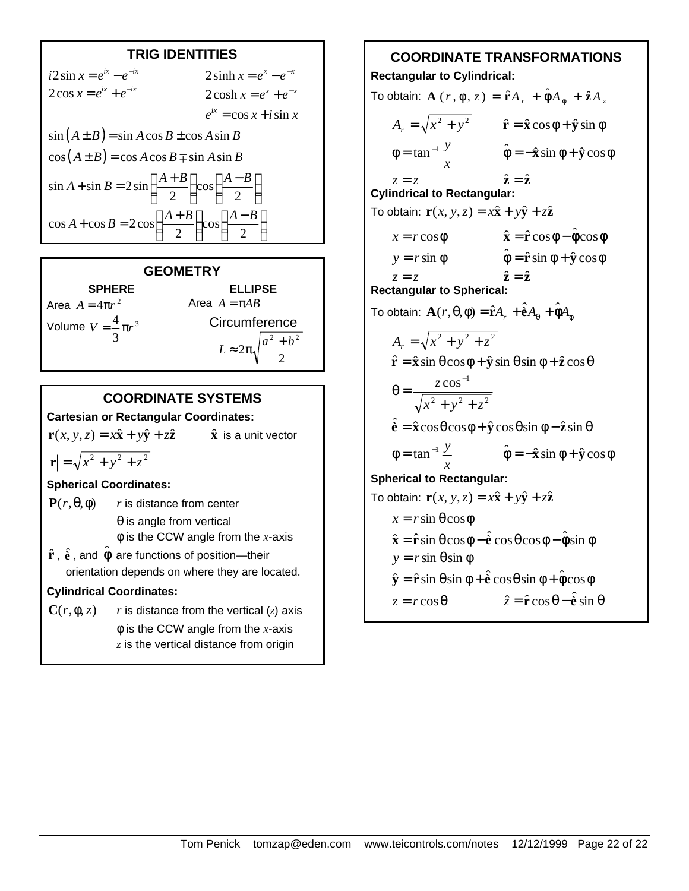## TRIG IDENTITIES

$$i2\sin x = e^{ix} - e^{-ix}$$

$$2\cos x = e^{ix} + e^{-ix}$$

$$2\sinh x = e^{x} - e^{-x}$$

$$2\cosh x = e^{x} + e^{-x}$$

$$e^{ix} = \cos x + i\sin x$$

$$\sin(A \pm B) = \sin A\cos B \pm \cos A\sin B$$

$$\cos(A \pm B) = \cos A\cos B \mp \sin A\sin B$$

$$\sin A + \sin B = 2\sin\left(\frac{A+B}{2}\right)\cos\left(\frac{A-B}{2}\right)$$

$$\cos A + \cos B = 2\cos\left(\frac{A+B}{2}\right)\cos\left(\frac{A-B}{2}\right)$$

## GEOMETRY

**SPHERE**

Area $A = 4\pi r^2$

Volume $V = \frac{4}{3}\pi r^3$

**ELLIPSE**

Area $A = \pi AB$

Circumference

$$L \approx 2\pi\sqrt{\frac{a^2+b^2}{2}}$$

## COORDINATE SYSTEMS

**Cartesian or Rectangular Coordinates:**

$\mathbf{r}(x,y,z) = x\hat{\mathbf{x}} + y\hat{\mathbf{y}} + z\hat{\mathbf{z}}$ — $\hat{\mathbf{x}}$ is a unit vector

$$|\mathbf{r}| = \sqrt{x^2+y^2+z^2}$$

**Spherical Coordinates:**

$\mathbf{P}(r,\theta,\phi)$ — $r$ is distance from center; $\theta$ is angle from vertical; $\phi$ is the CCW angle from the $x$-axis

$\hat{\mathbf{r}}$, $\hat{\boldsymbol{\theta}}$, and $\hat{\boldsymbol{\phi}}$ are functions of position—their orientation depends on where they are located.

**Cylindrical Coordinates:**

$\mathbf{C}(r,\phi,z)$ — $r$ is distance from the vertical ($z$) axis; $\phi$ is the CCW angle from the $x$-axis; $z$ is the vertical distance from origin

## COORDINATE TRANSFORMATIONS

**Rectangular to Cylindrical:**

To obtain: $\mathbf{A}(r,\phi,z) = \hat{\mathbf{r}}A_r + \hat{\boldsymbol{\phi}}A_\phi + \hat{\mathbf{z}}A_z$

$$A_r = \sqrt{x^2+y^2} \qquad \hat{\mathbf{r}} = \hat{\mathbf{x}}\cos\phi + \hat{\mathbf{y}}\sin\phi$$

$$\phi = \tan^{-1}\frac{y}{x} \qquad \hat{\boldsymbol{\phi}} = -\hat{\mathbf{x}}\sin\phi + \hat{\mathbf{y}}\cos\phi$$

$$z = z \qquad \hat{\mathbf{z}} = \hat{\mathbf{z}}$$

**Cylindrical to Rectangular:**

To obtain: $\mathbf{r}(x,y,z) = x\hat{\mathbf{x}} + y\hat{\mathbf{y}} + z\hat{\mathbf{z}}$

$$x = r\cos\phi \qquad \hat{\mathbf{x}} = \hat{\mathbf{r}}\cos\phi - \hat{\boldsymbol{\phi}}\cos\phi$$

$$y = r\sin\phi \qquad \hat{\boldsymbol{\phi}} = \hat{\mathbf{r}}\sin\phi + \hat{\mathbf{y}}\cos\phi$$

$$z = z \qquad \hat{\mathbf{z}} = \hat{\mathbf{z}}$$

**Rectangular to Spherical:**

To obtain: $\mathbf{A}(r,\theta,\phi) = \hat{\mathbf{r}}A_r + \hat{\boldsymbol{\theta}}A_\theta + \hat{\boldsymbol{\phi}}A_\phi$

$$A_r = \sqrt{x^2+y^2+z^2}$$

$$\hat{\mathbf{r}} = \hat{\mathbf{x}}\sin\theta\cos\phi + \hat{\mathbf{y}}\sin\theta\sin\phi + \hat{\mathbf{z}}\cos\theta$$

$$\theta = \frac{z\cos^{-1}}{\sqrt{x^2+y^2+z^2}}$$

$$\hat{\boldsymbol{\theta}} = \hat{\mathbf{x}}\cos\theta\cos\phi + \hat{\mathbf{y}}\cos\theta\sin\phi - \hat{\mathbf{z}}\sin\theta$$

$$\phi = \tan^{-1}\frac{y}{x} \qquad \hat{\boldsymbol{\phi}} = -\hat{\mathbf{x}}\sin\phi + \hat{\mathbf{y}}\cos\phi$$

**Spherical to Rectangular:**

To obtain: $\mathbf{r}(x,y,z) = x\hat{\mathbf{x}} + y\hat{\mathbf{y}} + z\hat{\mathbf{z}}$

$$x = r\sin\theta\cos\phi$$

$$\hat{\mathbf{x}} = \hat{\mathbf{r}}\sin\theta\cos\phi - \hat{\boldsymbol{\theta}}\cos\theta\cos\phi - \hat{\boldsymbol{\phi}}\sin\phi$$

$$y = r\sin\theta\sin\phi$$

$$\hat{\mathbf{y}} = \hat{\mathbf{r}}\sin\theta\sin\phi + \hat{\boldsymbol{\theta}}\cos\theta\sin\phi + \hat{\boldsymbol{\phi}}\cos\phi$$

$$z = r\cos\theta \qquad \hat{z} = \hat{\mathbf{r}}\cos\theta - \hat{\boldsymbol{\theta}}\sin\theta$$

Tom Penick tomzap@eden.com www.teicontrols.com/notes 12/12/1999